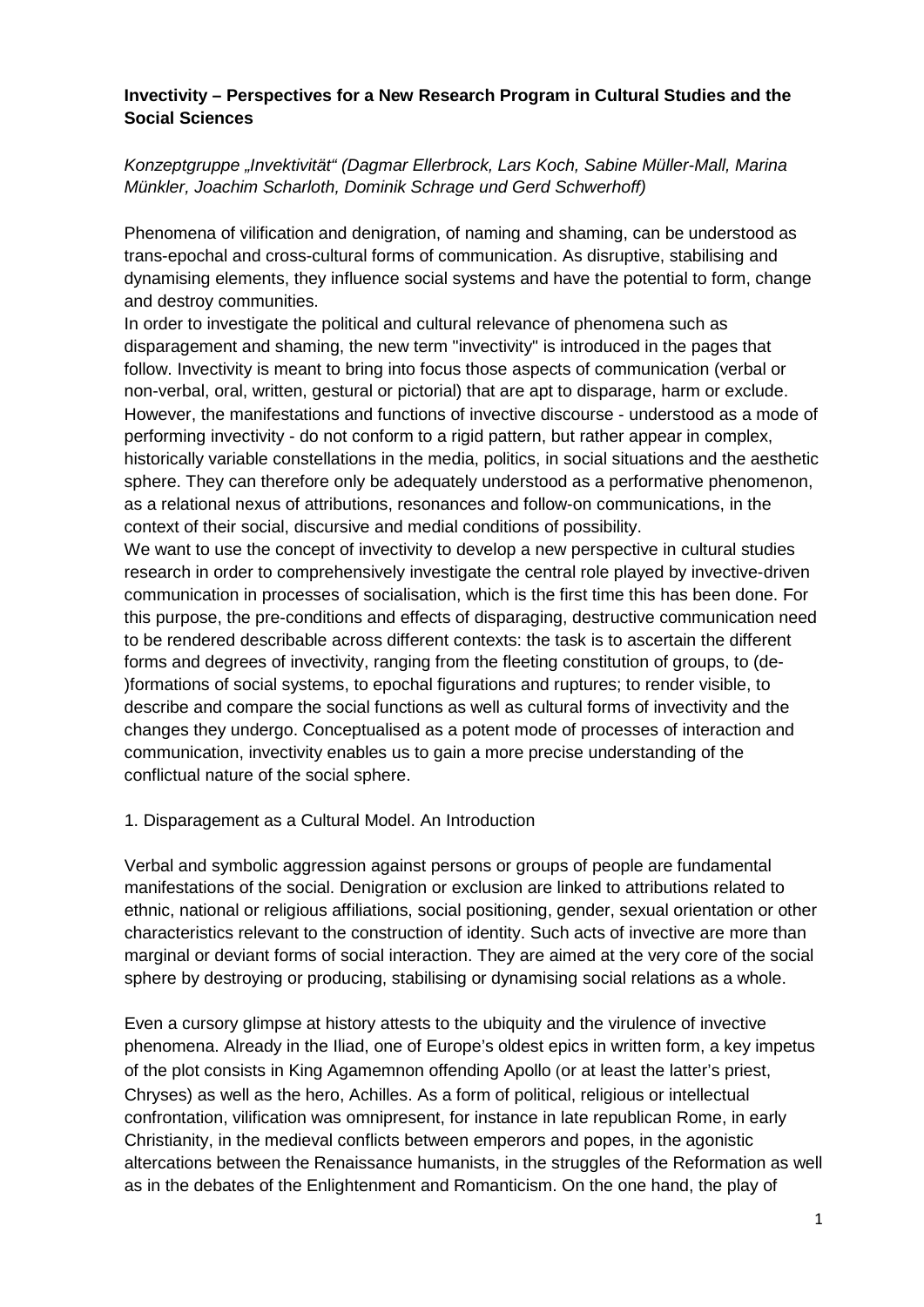**Invectivity – Perspectives for a New Research Program in Cultural Studies and the Social Sciences**

*Konzeptgruppe „Invektivität" (Dagmar Ellerbrock, Lars Koch, Sabine Müller-Mall, Marina Münkler, Joachim Scharloth, Dominik Schrage und Gerd Schwerhoff)*

Phenomena of vilification and denigration, of naming and shaming, can be understood as trans-epochal and cross-cultural forms of communication. As disruptive, stabilising and dynamising elements, they influence social systems and have the potential to form, change and destroy communities.

In order to investigate the political and cultural relevance of phenomena such as disparagement and shaming, the new term "invectivity" is introduced in the pages that follow. Invectivity is meant to bring into focus those aspects of communication (verbal or non-verbal, oral, written, gestural or pictorial) that are apt to disparage, harm or exclude. However, the manifestations and functions of invective discourse - understood as a mode of performing invectivity - do not conform to a rigid pattern, but rather appear in complex, historically variable constellations in the media, politics, in social situations and the aesthetic sphere. They can therefore only be adequately understood as a performative phenomenon, as a relational nexus of attributions, resonances and follow-on communications, in the context of their social, discursive and medial conditions of possibility.

We want to use the concept of invectivity to develop a new perspective in cultural studies research in order to comprehensively investigate the central role played by invective-driven communication in processes of socialisation, which is the first time this has been done. For this purpose, the pre-conditions and effects of disparaging, destructive communication need to be rendered describable across different contexts: the task is to ascertain the different forms and degrees of invectivity, ranging from the fleeting constitution of groups, to (de-)formations of social systems, to epochal figurations and ruptures; to render visible, to describe and compare the social functions as well as cultural forms of invectivity and the changes they undergo. Conceptualised as a potent mode of processes of interaction and communication, invectivity enables us to gain a more precise understanding of the conflictual nature of the social sphere.

## 1. Disparagement as a Cultural Model. An Introduction

Verbal and symbolic aggression against persons or groups of people are fundamental manifestations of the social. Denigration or exclusion are linked to attributions related to ethnic, national or religious affiliations, social positioning, gender, sexual orientation or other characteristics relevant to the construction of identity. Such acts of invective are more than marginal or deviant forms of social interaction. They are aimed at the very core of the social sphere by destroying or producing, stabilising or dynamising social relations as a whole.

Even a cursory glimpse at history attests to the ubiquity and the virulence of invective phenomena. Already in the Iliad, one of Europe's oldest epics in written form, a key impetus of the plot consists in King Agamemnon offending Apollo (or at least the latter's priest, Chryses) as well as the hero, Achilles. As a form of political, religious or intellectual confrontation, vilification was omnipresent, for instance in late republican Rome, in early Christianity, in the medieval conflicts between emperors and popes, in the agonistic altercations between the Renaissance humanists, in the struggles of the Reformation as well as in the debates of the Enlightenment and Romanticism. On the one hand, the play of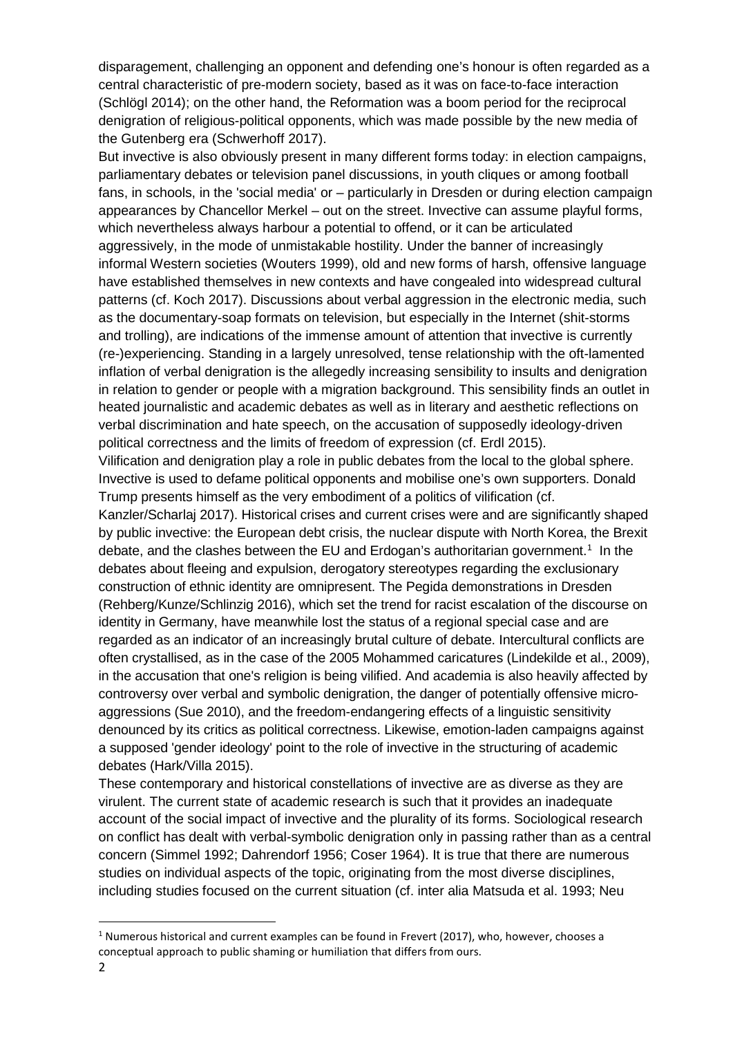disparagement, challenging an opponent and defending one's honour is often regarded as a central characteristic of pre-modern society, based as it was on face-to-face interaction (Schlögl 2014); on the other hand, the Reformation was a boom period for the reciprocal denigration of religious-political opponents, which was made possible by the new media of the Gutenberg era (Schwerhoff 2017).

But invective is also obviously present in many different forms today: in election campaigns, parliamentary debates or television panel discussions, in youth cliques or among football fans, in schools, in the 'social media' or – particularly in Dresden or during election campaign appearances by Chancellor Merkel – out on the street. Invective can assume playful forms, which nevertheless always harbour a potential to offend, or it can be articulated aggressively, in the mode of unmistakable hostility. Under the banner of increasingly informal Western societies (Wouters 1999), old and new forms of harsh, offensive language have established themselves in new contexts and have congealed into widespread cultural patterns (cf. Koch 2017). Discussions about verbal aggression in the electronic media, such as the documentary-soap formats on television, but especially in the Internet (shit-storms and trolling), are indications of the immense amount of attention that invective is currently (re-)experiencing. Standing in a largely unresolved, tense relationship with the oft-lamented inflation of verbal denigration is the allegedly increasing sensibility to insults and denigration in relation to gender or people with a migration background. This sensibility finds an outlet in heated journalistic and academic debates as well as in literary and aesthetic reflections on verbal discrimination and hate speech, on the accusation of supposedly ideology-driven political correctness and the limits of freedom of expression (cf. Erdl 2015).

Vilification and denigration play a role in public debates from the local to the global sphere. Invective is used to defame political opponents and mobilise one's own supporters. Donald Trump presents himself as the very embodiment of a politics of vilification (cf. Kanzler/Scharlaj 2017). Historical crises and current crises were and are significantly shaped by public invective: the European debt crisis, the nuclear dispute with North Korea, the Brexit debate, and the clashes between the EU and Erdogan's authoritarian government.[1] In the debates about fleeing and expulsion, derogatory stereotypes regarding the exclusionary construction of ethnic identity are omnipresent. The Pegida demonstrations in Dresden (Rehberg/Kunze/Schlinzig 2016), which set the trend for racist escalation of the discourse on identity in Germany, have meanwhile lost the status of a regional special case and are regarded as an indicator of an increasingly brutal culture of debate. Intercultural conflicts are often crystallised, as in the case of the 2005 Mohammed caricatures (Lindekilde et al., 2009), in the accusation that one's religion is being vilified. And academia is also heavily affected by controversy over verbal and symbolic denigration, the danger of potentially offensive micro-aggressions (Sue 2010), and the freedom-endangering effects of a linguistic sensitivity denounced by its critics as political correctness. Likewise, emotion-laden campaigns against a supposed 'gender ideology' point to the role of invective in the structuring of academic debates (Hark/Villa 2015).

These contemporary and historical constellations of invective are as diverse as they are virulent. The current state of academic research is such that it provides an inadequate account of the social impact of invective and the plurality of its forms. Sociological research on conflict has dealt with verbal-symbolic denigration only in passing rather than as a central concern (Simmel 1992; Dahrendorf 1956; Coser 1964). It is true that there are numerous studies on individual aspects of the topic, originating from the most diverse disciplines, including studies focused on the current situation (cf. inter alia Matsuda et al. 1993; Neu

[1] Numerous historical and current examples can be found in Frevert (2017), who, however, chooses a conceptual approach to public shaming or humiliation that differs from ours.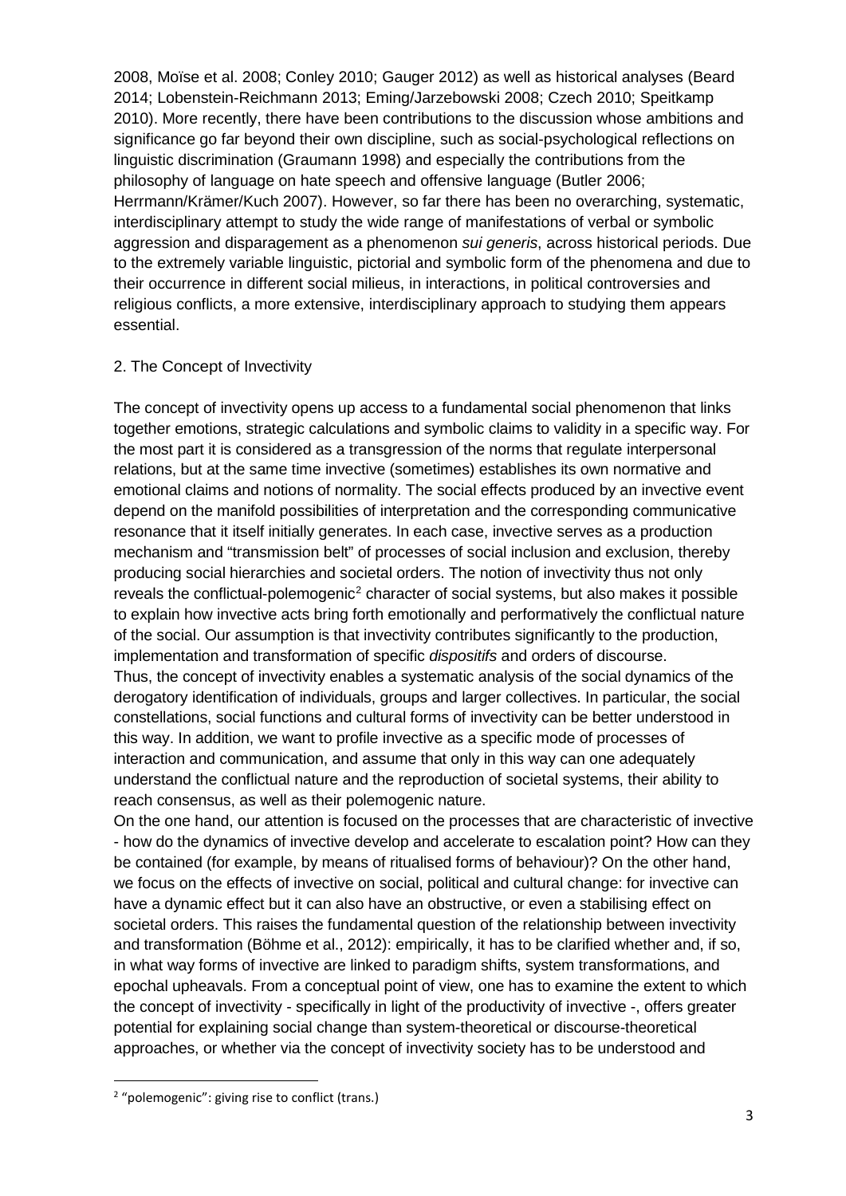2008, Moïse et al. 2008; Conley 2010; Gauger 2012) as well as historical analyses (Beard 2014; Lobenstein-Reichmann 2013; Eming/Jarzebowski 2008; Czech 2010; Speitkamp 2010). More recently, there have been contributions to the discussion whose ambitions and significance go far beyond their own discipline, such as social-psychological reflections on linguistic discrimination (Graumann 1998) and especially the contributions from the philosophy of language on hate speech and offensive language (Butler 2006; Herrmann/Krämer/Kuch 2007). However, so far there has been no overarching, systematic, interdisciplinary attempt to study the wide range of manifestations of verbal or symbolic aggression and disparagement as a phenomenon *sui generis*, across historical periods. Due to the extremely variable linguistic, pictorial and symbolic form of the phenomena and due to their occurrence in different social milieus, in interactions, in political controversies and religious conflicts, a more extensive, interdisciplinary approach to studying them appears essential.

## 2. The Concept of Invectivity

The concept of invectivity opens up access to a fundamental social phenomenon that links together emotions, strategic calculations and symbolic claims to validity in a specific way. For the most part it is considered as a transgression of the norms that regulate interpersonal relations, but at the same time invective (sometimes) establishes its own normative and emotional claims and notions of normality. The social effects produced by an invective event depend on the manifold possibilities of interpretation and the corresponding communicative resonance that it itself initially generates. In each case, invective serves as a production mechanism and "transmission belt" of processes of social inclusion and exclusion, thereby producing social hierarchies and societal orders. The notion of invectivity thus not only reveals the conflictual-polemogenic[2] character of social systems, but also makes it possible to explain how invective acts bring forth emotionally and performatively the conflictual nature of the social. Our assumption is that invectivity contributes significantly to the production, implementation and transformation of specific *dispositifs* and orders of discourse.

Thus, the concept of invectivity enables a systematic analysis of the social dynamics of the derogatory identification of individuals, groups and larger collectives. In particular, the social constellations, social functions and cultural forms of invectivity can be better understood in this way. In addition, we want to profile invective as a specific mode of processes of interaction and communication, and assume that only in this way can one adequately understand the conflictual nature and the reproduction of societal systems, their ability to reach consensus, as well as their polemogenic nature.

On the one hand, our attention is focused on the processes that are characteristic of invective - how do the dynamics of invective develop and accelerate to escalation point? How can they be contained (for example, by means of ritualised forms of behaviour)? On the other hand, we focus on the effects of invective on social, political and cultural change: for invective can have a dynamic effect but it can also have an obstructive, or even a stabilising effect on societal orders. This raises the fundamental question of the relationship between invectivity and transformation (Böhme et al., 2012): empirically, it has to be clarified whether and, if so, in what way forms of invective are linked to paradigm shifts, system transformations, and epochal upheavals. From a conceptual point of view, one has to examine the extent to which the concept of invectivity - specifically in light of the productivity of invective -, offers greater potential for explaining social change than system-theoretical or discourse-theoretical approaches, or whether via the concept of invectivity society has to be understood and

[2] "polemogenic": giving rise to conflict (trans.)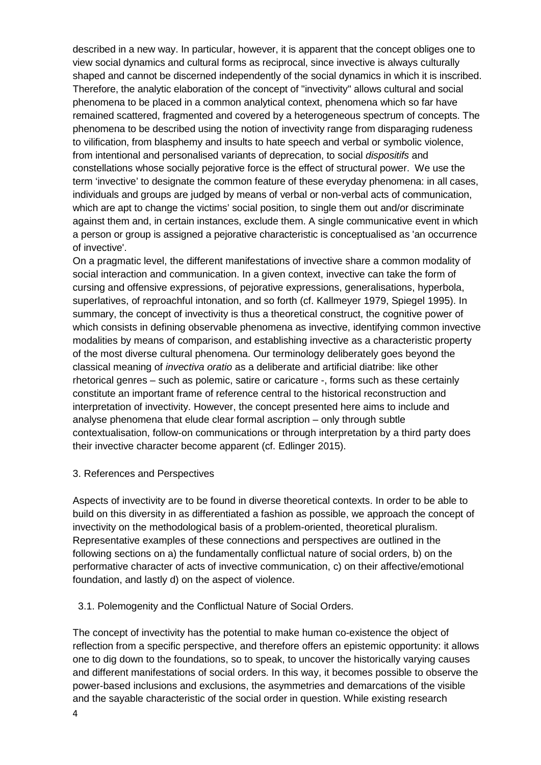described in a new way. In particular, however, it is apparent that the concept obliges one to view social dynamics and cultural forms as reciprocal, since invective is always culturally shaped and cannot be discerned independently of the social dynamics in which it is inscribed. Therefore, the analytic elaboration of the concept of "invectivity" allows cultural and social phenomena to be placed in a common analytical context, phenomena which so far have remained scattered, fragmented and covered by a heterogeneous spectrum of concepts. The phenomena to be described using the notion of invectivity range from disparaging rudeness to vilification, from blasphemy and insults to hate speech and verbal or symbolic violence, from intentional and personalised variants of deprecation, to social *dispositifs* and constellations whose socially pejorative force is the effect of structural power. We use the term 'invective' to designate the common feature of these everyday phenomena: in all cases, individuals and groups are judged by means of verbal or non-verbal acts of communication, which are apt to change the victims' social position, to single them out and/or discriminate against them and, in certain instances, exclude them. A single communicative event in which a person or group is assigned a pejorative characteristic is conceptualised as 'an occurrence of invective'.

On a pragmatic level, the different manifestations of invective share a common modality of social interaction and communication. In a given context, invective can take the form of cursing and offensive expressions, of pejorative expressions, generalisations, hyperbola, superlatives, of reproachful intonation, and so forth (cf. Kallmeyer 1979, Spiegel 1995). In summary, the concept of invectivity is thus a theoretical construct, the cognitive power of which consists in defining observable phenomena as invective, identifying common invective modalities by means of comparison, and establishing invective as a characteristic property of the most diverse cultural phenomena. Our terminology deliberately goes beyond the classical meaning of *invectiva oratio* as a deliberate and artificial diatribe: like other rhetorical genres – such as polemic, satire or caricature -, forms such as these certainly constitute an important frame of reference central to the historical reconstruction and interpretation of invectivity. However, the concept presented here aims to include and analyse phenomena that elude clear formal ascription – only through subtle contextualisation, follow-on communications or through interpretation by a third party does their invective character become apparent (cf. Edlinger 2015).

## 3. References and Perspectives

Aspects of invectivity are to be found in diverse theoretical contexts. In order to be able to build on this diversity in as differentiated a fashion as possible, we approach the concept of invectivity on the methodological basis of a problem-oriented, theoretical pluralism. Representative examples of these connections and perspectives are outlined in the following sections on a) the fundamentally conflictual nature of social orders, b) on the performative character of acts of invective communication, c) on their affective/emotional foundation, and lastly d) on the aspect of violence.

### 3.1. Polemogenity and the Conflictual Nature of Social Orders.

The concept of invectivity has the potential to make human co-existence the object of reflection from a specific perspective, and therefore offers an epistemic opportunity: it allows one to dig down to the foundations, so to speak, to uncover the historically varying causes and different manifestations of social orders. In this way, it becomes possible to observe the power-based inclusions and exclusions, the asymmetries and demarcations of the visible and the sayable characteristic of the social order in question. While existing research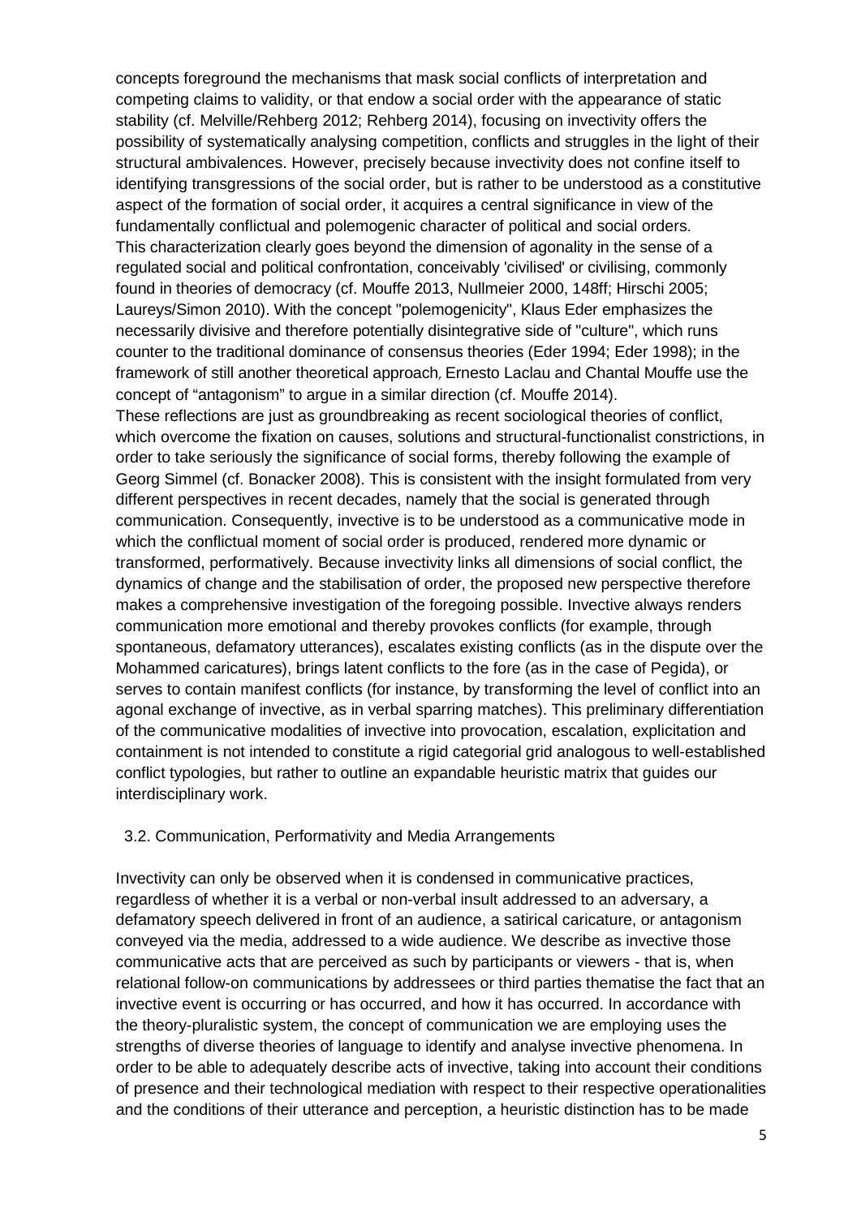concepts foreground the mechanisms that mask social conflicts of interpretation and competing claims to validity, or that endow a social order with the appearance of static stability (cf. Melville/Rehberg 2012; Rehberg 2014), focusing on invectivity offers the possibility of systematically analysing competition, conflicts and struggles in the light of their structural ambivalences. However, precisely because invectivity does not confine itself to identifying transgressions of the social order, but is rather to be understood as a constitutive aspect of the formation of social order, it acquires a central significance in view of the fundamentally conflictual and polemogenic character of political and social orders.

This characterization clearly goes beyond the dimension of agonality in the sense of a regulated social and political confrontation, conceivably 'civilised' or civilising, commonly found in theories of democracy (cf. Mouffe 2013, Nullmeier 2000, 148ff; Hirschi 2005; Laureys/Simon 2010). With the concept "polemogenicity", Klaus Eder emphasizes the necessarily divisive and therefore potentially disintegrative side of "culture", which runs counter to the traditional dominance of consensus theories (Eder 1994; Eder 1998); in the framework of still another theoretical approach, Ernesto Laclau and Chantal Mouffe use the concept of "antagonism" to argue in a similar direction (cf. Mouffe 2014).

These reflections are just as groundbreaking as recent sociological theories of conflict, which overcome the fixation on causes, solutions and structural-functionalist constrictions, in order to take seriously the significance of social forms, thereby following the example of Georg Simmel (cf. Bonacker 2008). This is consistent with the insight formulated from very different perspectives in recent decades, namely that the social is generated through communication. Consequently, invective is to be understood as a communicative mode in which the conflictual moment of social order is produced, rendered more dynamic or transformed, performatively. Because invectivity links all dimensions of social conflict, the dynamics of change and the stabilisation of order, the proposed new perspective therefore makes a comprehensive investigation of the foregoing possible. Invective always renders communication more emotional and thereby provokes conflicts (for example, through spontaneous, defamatory utterances), escalates existing conflicts (as in the dispute over the Mohammed caricatures), brings latent conflicts to the fore (as in the case of Pegida), or serves to contain manifest conflicts (for instance, by transforming the level of conflict into an agonal exchange of invective, as in verbal sparring matches). This preliminary differentiation of the communicative modalities of invective into provocation, escalation, explicitation and containment is not intended to constitute a rigid categorial grid analogous to well-established conflict typologies, but rather to outline an expandable heuristic matrix that guides our interdisciplinary work.

### 3.2. Communication, Performativity and Media Arrangements

Invectivity can only be observed when it is condensed in communicative practices, regardless of whether it is a verbal or non-verbal insult addressed to an adversary, a defamatory speech delivered in front of an audience, a satirical caricature, or antagonism conveyed via the media, addressed to a wide audience. We describe as invective those communicative acts that are perceived as such by participants or viewers - that is, when relational follow-on communications by addressees or third parties thematise the fact that an invective event is occurring or has occurred, and how it has occurred. In accordance with the theory-pluralistic system, the concept of communication we are employing uses the strengths of diverse theories of language to identify and analyse invective phenomena. In order to be able to adequately describe acts of invective, taking into account their conditions of presence and their technological mediation with respect to their respective operationalities and the conditions of their utterance and perception, a heuristic distinction has to be made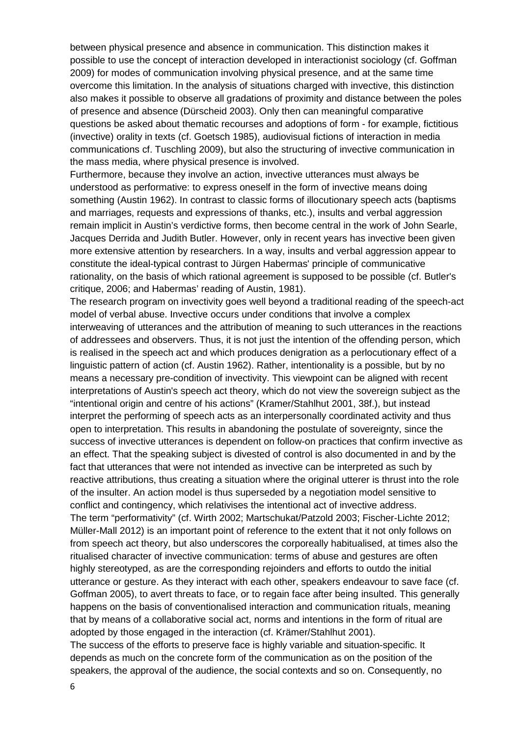between physical presence and absence in communication. This distinction makes it possible to use the concept of interaction developed in interactionist sociology (cf. Goffman 2009) for modes of communication involving physical presence, and at the same time overcome this limitation. In the analysis of situations charged with invective, this distinction also makes it possible to observe all gradations of proximity and distance between the poles of presence and absence (Dürscheid 2003). Only then can meaningful comparative questions be asked about thematic recourses and adoptions of form - for example, fictitious (invective) orality in texts (cf. Goetsch 1985), audiovisual fictions of interaction in media communications cf. Tuschling 2009), but also the structuring of invective communication in the mass media, where physical presence is involved.

Furthermore, because they involve an action, invective utterances must always be understood as performative: to express oneself in the form of invective means doing something (Austin 1962). In contrast to classic forms of illocutionary speech acts (baptisms and marriages, requests and expressions of thanks, etc.), insults and verbal aggression remain implicit in Austin's verdictive forms, then become central in the work of John Searle, Jacques Derrida and Judith Butler. However, only in recent years has invective been given more extensive attention by researchers. In a way, insults and verbal aggression appear to constitute the ideal-typical contrast to Jürgen Habermas' principle of communicative rationality, on the basis of which rational agreement is supposed to be possible (cf. Butler's critique, 2006; and Habermas' reading of Austin, 1981).

The research program on invectivity goes well beyond a traditional reading of the speech-act model of verbal abuse. Invective occurs under conditions that involve a complex interweaving of utterances and the attribution of meaning to such utterances in the reactions of addressees and observers. Thus, it is not just the intention of the offending person, which is realised in the speech act and which produces denigration as a perlocutionary effect of a linguistic pattern of action (cf. Austin 1962). Rather, intentionality is a possible, but by no means a necessary pre-condition of invectivity. This viewpoint can be aligned with recent interpretations of Austin's speech act theory, which do not view the sovereign subject as the "intentional origin and centre of his actions" (Kramer/Stahlhut 2001, 38f.), but instead interpret the performing of speech acts as an interpersonally coordinated activity and thus open to interpretation. This results in abandoning the postulate of sovereignty, since the success of invective utterances is dependent on follow-on practices that confirm invective as an effect. That the speaking subject is divested of control is also documented in and by the fact that utterances that were not intended as invective can be interpreted as such by reactive attributions, thus creating a situation where the original utterer is thrust into the role of the insulter. An action model is thus superseded by a negotiation model sensitive to conflict and contingency, which relativises the intentional act of invective address.

The term "performativity" (cf. Wirth 2002; Martschukat/Patzold 2003; Fischer-Lichte 2012; Müller-Mall 2012) is an important point of reference to the extent that it not only follows on from speech act theory, but also underscores the corporeally habitualised, at times also the ritualised character of invective communication: terms of abuse and gestures are often highly stereotyped, as are the corresponding rejoinders and efforts to outdo the initial utterance or gesture. As they interact with each other, speakers endeavour to save face (cf. Goffman 2005), to avert threats to face, or to regain face after being insulted. This generally happens on the basis of conventionalised interaction and communication rituals, meaning that by means of a collaborative social act, norms and intentions in the form of ritual are adopted by those engaged in the interaction (cf. Krämer/Stahlhut 2001).

The success of the efforts to preserve face is highly variable and situation-specific. It depends as much on the concrete form of the communication as on the position of the speakers, the approval of the audience, the social contexts and so on. Consequently, no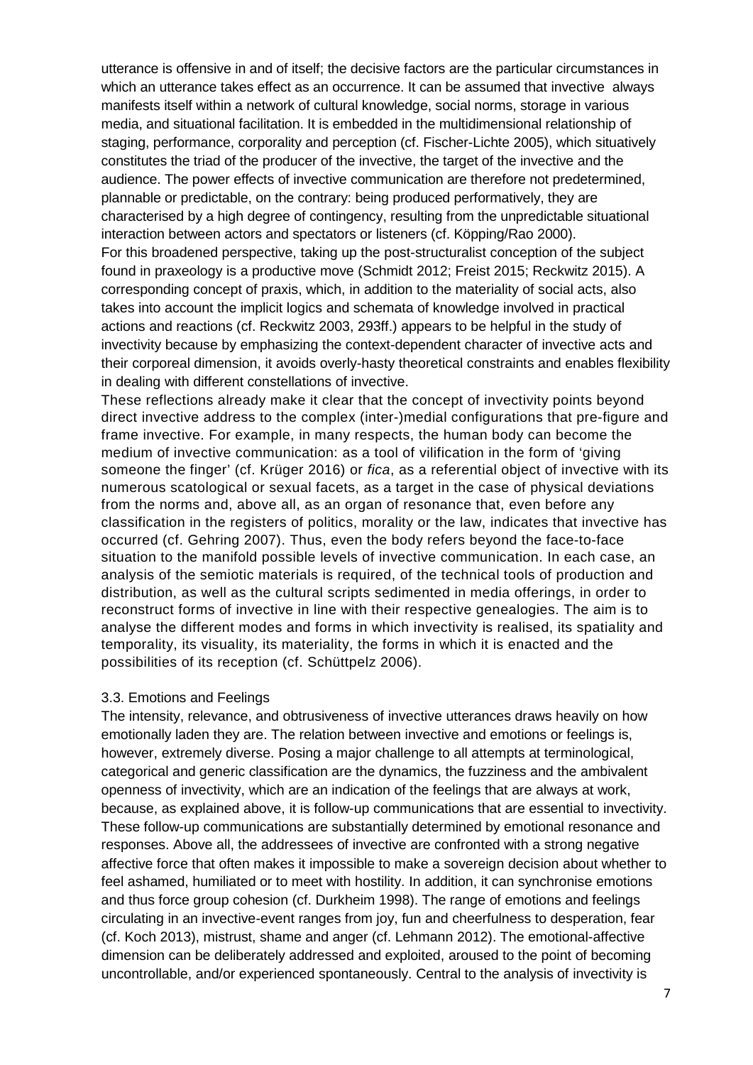utterance is offensive in and of itself; the decisive factors are the particular circumstances in which an utterance takes effect as an occurrence. It can be assumed that invective always manifests itself within a network of cultural knowledge, social norms, storage in various media, and situational facilitation. It is embedded in the multidimensional relationship of staging, performance, corporality and perception (cf. Fischer-Lichte 2005), which situatively constitutes the triad of the producer of the invective, the target of the invective and the audience. The power effects of invective communication are therefore not predetermined, plannable or predictable, on the contrary: being produced performatively, they are characterised by a high degree of contingency, resulting from the unpredictable situational interaction between actors and spectators or listeners (cf. Köpping/Rao 2000).

For this broadened perspective, taking up the post-structuralist conception of the subject found in praxeology is a productive move (Schmidt 2012; Freist 2015; Reckwitz 2015). A corresponding concept of praxis, which, in addition to the materiality of social acts, also takes into account the implicit logics and schemata of knowledge involved in practical actions and reactions (cf. Reckwitz 2003, 293ff.) appears to be helpful in the study of invectivity because by emphasizing the context-dependent character of invective acts and their corporeal dimension, it avoids overly-hasty theoretical constraints and enables flexibility in dealing with different constellations of invective.

These reflections already make it clear that the concept of invectivity points beyond direct invective address to the complex (inter-)medial configurations that pre-figure and frame invective. For example, in many respects, the human body can become the medium of invective communication: as a tool of vilification in the form of 'giving someone the finger' (cf. Krüger 2016) or *fica*, as a referential object of invective with its numerous scatological or sexual facets, as a target in the case of physical deviations from the norms and, above all, as an organ of resonance that, even before any classification in the registers of politics, morality or the law, indicates that invective has occurred (cf. Gehring 2007). Thus, even the body refers beyond the face-to-face situation to the manifold possible levels of invective communication. In each case, an analysis of the semiotic materials is required, of the technical tools of production and distribution, as well as the cultural scripts sedimented in media offerings, in order to reconstruct forms of invective in line with their respective genealogies. The aim is to analyse the different modes and forms in which invectivity is realised, its spatiality and temporality, its visuality, its materiality, the forms in which it is enacted and the possibilities of its reception (cf. Schüttpelz 2006).

### 3.3. Emotions and Feelings

The intensity, relevance, and obtrusiveness of invective utterances draws heavily on how emotionally laden they are. The relation between invective and emotions or feelings is, however, extremely diverse. Posing a major challenge to all attempts at terminological, categorical and generic classification are the dynamics, the fuzziness and the ambivalent openness of invectivity, which are an indication of the feelings that are always at work, because, as explained above, it is follow-up communications that are essential to invectivity. These follow-up communications are substantially determined by emotional resonance and responses. Above all, the addressees of invective are confronted with a strong negative affective force that often makes it impossible to make a sovereign decision about whether to feel ashamed, humiliated or to meet with hostility. In addition, it can synchronise emotions and thus force group cohesion (cf. Durkheim 1998). The range of emotions and feelings circulating in an invective-event ranges from joy, fun and cheerfulness to desperation, fear (cf. Koch 2013), mistrust, shame and anger (cf. Lehmann 2012). The emotional-affective dimension can be deliberately addressed and exploited, aroused to the point of becoming uncontrollable, and/or experienced spontaneously. Central to the analysis of invectivity is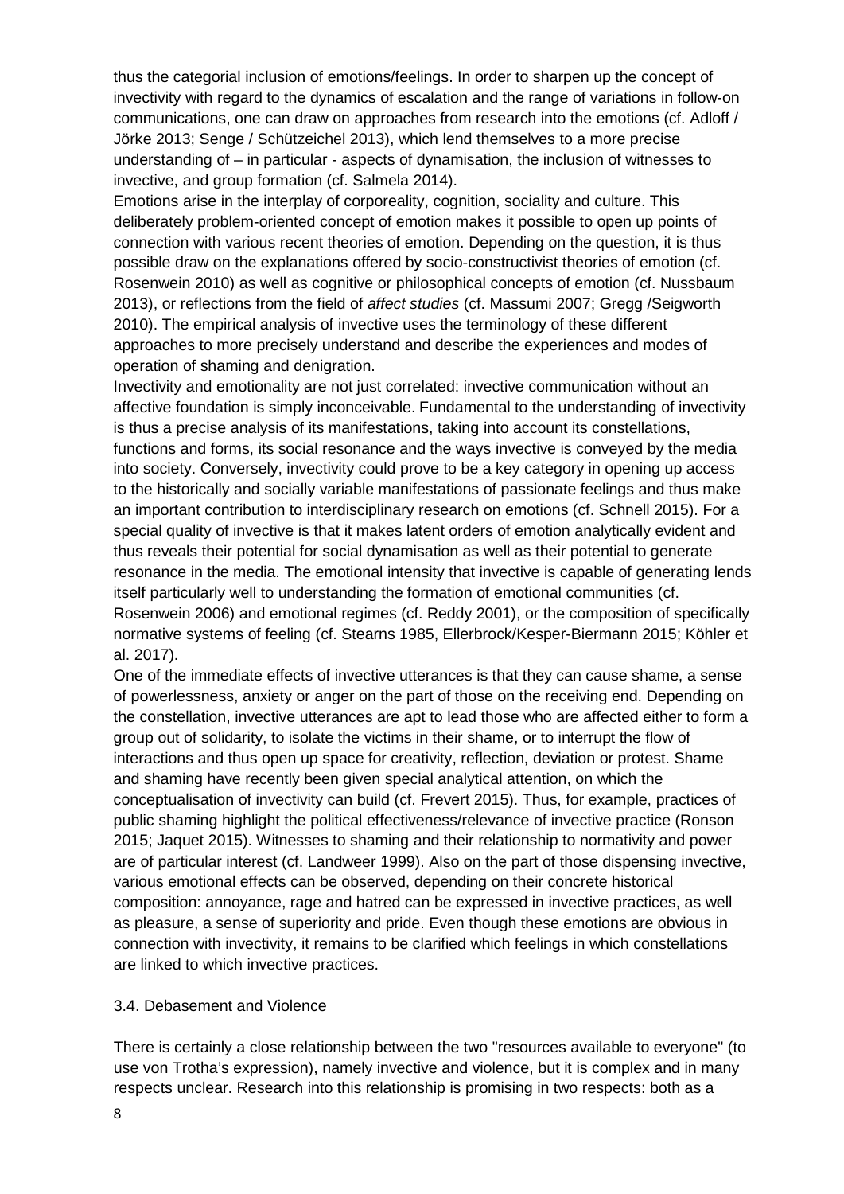thus the categorial inclusion of emotions/feelings. In order to sharpen up the concept of invectivity with regard to the dynamics of escalation and the range of variations in follow-on communications, one can draw on approaches from research into the emotions (cf. Adloff / Jörke 2013; Senge / Schützeichel 2013), which lend themselves to a more precise understanding of – in particular - aspects of dynamisation, the inclusion of witnesses to invective, and group formation (cf. Salmela 2014).

Emotions arise in the interplay of corporeality, cognition, sociality and culture. This deliberately problem-oriented concept of emotion makes it possible to open up points of connection with various recent theories of emotion. Depending on the question, it is thus possible draw on the explanations offered by socio-constructivist theories of emotion (cf. Rosenwein 2010) as well as cognitive or philosophical concepts of emotion (cf. Nussbaum 2013), or reflections from the field of *affect studies* (cf. Massumi 2007; Gregg /Seigworth 2010). The empirical analysis of invective uses the terminology of these different approaches to more precisely understand and describe the experiences and modes of operation of shaming and denigration.

Invectivity and emotionality are not just correlated: invective communication without an affective foundation is simply inconceivable. Fundamental to the understanding of invectivity is thus a precise analysis of its manifestations, taking into account its constellations, functions and forms, its social resonance and the ways invective is conveyed by the media into society. Conversely, invectivity could prove to be a key category in opening up access to the historically and socially variable manifestations of passionate feelings and thus make an important contribution to interdisciplinary research on emotions (cf. Schnell 2015). For a special quality of invective is that it makes latent orders of emotion analytically evident and thus reveals their potential for social dynamisation as well as their potential to generate resonance in the media. The emotional intensity that invective is capable of generating lends itself particularly well to understanding the formation of emotional communities (cf. Rosenwein 2006) and emotional regimes (cf. Reddy 2001), or the composition of specifically normative systems of feeling (cf. Stearns 1985, Ellerbrock/Kesper-Biermann 2015; Köhler et al. 2017).

One of the immediate effects of invective utterances is that they can cause shame, a sense of powerlessness, anxiety or anger on the part of those on the receiving end. Depending on the constellation, invective utterances are apt to lead those who are affected either to form a group out of solidarity, to isolate the victims in their shame, or to interrupt the flow of interactions and thus open up space for creativity, reflection, deviation or protest. Shame and shaming have recently been given special analytical attention, on which the conceptualisation of invectivity can build (cf. Frevert 2015). Thus, for example, practices of public shaming highlight the political effectiveness/relevance of invective practice (Ronson 2015; Jaquet 2015). Witnesses to shaming and their relationship to normativity and power are of particular interest (cf. Landweer 1999). Also on the part of those dispensing invective, various emotional effects can be observed, depending on their concrete historical composition: annoyance, rage and hatred can be expressed in invective practices, as well as pleasure, a sense of superiority and pride. Even though these emotions are obvious in connection with invectivity, it remains to be clarified which feelings in which constellations are linked to which invective practices.

### 3.4. Debasement and Violence

There is certainly a close relationship between the two "resources available to everyone" (to use von Trotha's expression), namely invective and violence, but it is complex and in many respects unclear. Research into this relationship is promising in two respects: both as a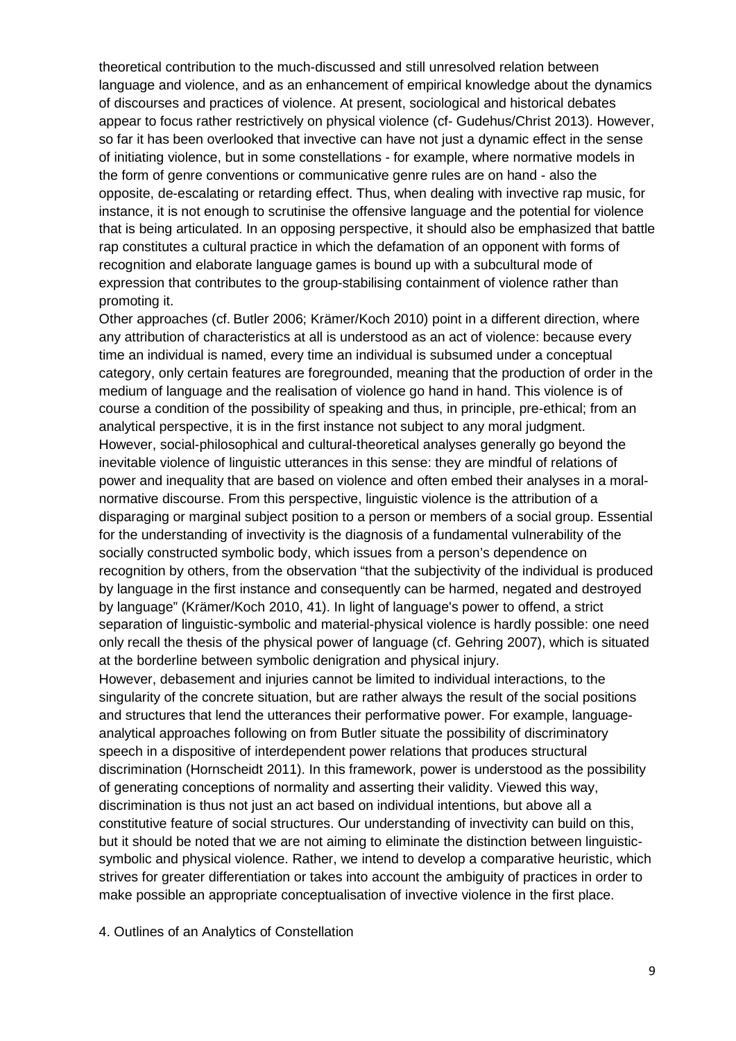theoretical contribution to the much-discussed and still unresolved relation between language and violence, and as an enhancement of empirical knowledge about the dynamics of discourses and practices of violence. At present, sociological and historical debates appear to focus rather restrictively on physical violence (cf- Gudehus/Christ 2013). However, so far it has been overlooked that invective can have not just a dynamic effect in the sense of initiating violence, but in some constellations - for example, where normative models in the form of genre conventions or communicative genre rules are on hand - also the opposite, de-escalating or retarding effect. Thus, when dealing with invective rap music, for instance, it is not enough to scrutinise the offensive language and the potential for violence that is being articulated. In an opposing perspective, it should also be emphasized that battle rap constitutes a cultural practice in which the defamation of an opponent with forms of recognition and elaborate language games is bound up with a subcultural mode of expression that contributes to the group-stabilising containment of violence rather than promoting it.

Other approaches (cf. Butler 2006; Krämer/Koch 2010) point in a different direction, where any attribution of characteristics at all is understood as an act of violence: because every time an individual is named, every time an individual is subsumed under a conceptual category, only certain features are foregrounded, meaning that the production of order in the medium of language and the realisation of violence go hand in hand. This violence is of course a condition of the possibility of speaking and thus, in principle, pre-ethical; from an analytical perspective, it is in the first instance not subject to any moral judgment. However, social-philosophical and cultural-theoretical analyses generally go beyond the inevitable violence of linguistic utterances in this sense: they are mindful of relations of power and inequality that are based on violence and often embed their analyses in a moral-normative discourse. From this perspective, linguistic violence is the attribution of a disparaging or marginal subject position to a person or members of a social group. Essential for the understanding of invectivity is the diagnosis of a fundamental vulnerability of the socially constructed symbolic body, which issues from a person's dependence on recognition by others, from the observation "that the subjectivity of the individual is produced by language in the first instance and consequently can be harmed, negated and destroyed by language" (Krämer/Koch 2010, 41). In light of language's power to offend, a strict separation of linguistic-symbolic and material-physical violence is hardly possible: one need only recall the thesis of the physical power of language (cf. Gehring 2007), which is situated at the borderline between symbolic denigration and physical injury.

However, debasement and injuries cannot be limited to individual interactions, to the singularity of the concrete situation, but are rather always the result of the social positions and structures that lend the utterances their performative power. For example, language-analytical approaches following on from Butler situate the possibility of discriminatory speech in a dispositive of interdependent power relations that produces structural discrimination (Hornscheidt 2011). In this framework, power is understood as the possibility of generating conceptions of normality and asserting their validity. Viewed this way, discrimination is thus not just an act based on individual intentions, but above all a constitutive feature of social structures. Our understanding of invectivity can build on this, but it should be noted that we are not aiming to eliminate the distinction between linguistic-symbolic and physical violence. Rather, we intend to develop a comparative heuristic, which strives for greater differentiation or takes into account the ambiguity of practices in order to make possible an appropriate conceptualisation of invective violence in the first place.

## 4. Outlines of an Analytics of Constellation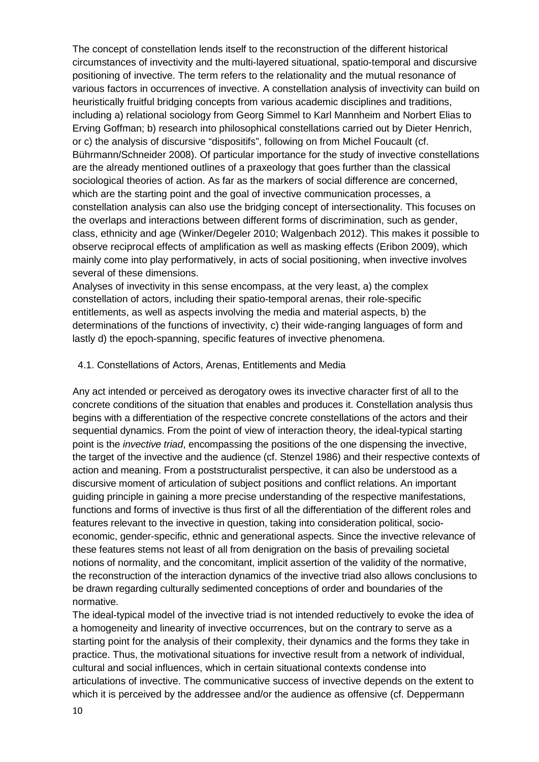The concept of constellation lends itself to the reconstruction of the different historical circumstances of invectivity and the multi-layered situational, spatio-temporal and discursive positioning of invective. The term refers to the relationality and the mutual resonance of various factors in occurrences of invective. A constellation analysis of invectivity can build on heuristically fruitful bridging concepts from various academic disciplines and traditions, including a) relational sociology from Georg Simmel to Karl Mannheim and Norbert Elias to Erving Goffman; b) research into philosophical constellations carried out by Dieter Henrich, or c) the analysis of discursive "dispositifs", following on from Michel Foucault (cf. Bührmann/Schneider 2008). Of particular importance for the study of invective constellations are the already mentioned outlines of a praxeology that goes further than the classical sociological theories of action. As far as the markers of social difference are concerned, which are the starting point and the goal of invective communication processes, a constellation analysis can also use the bridging concept of intersectionality. This focuses on the overlaps and interactions between different forms of discrimination, such as gender, class, ethnicity and age (Winker/Degeler 2010; Walgenbach 2012). This makes it possible to observe reciprocal effects of amplification as well as masking effects (Eribon 2009), which mainly come into play performatively, in acts of social positioning, when invective involves several of these dimensions.

Analyses of invectivity in this sense encompass, at the very least, a) the complex constellation of actors, including their spatio-temporal arenas, their role-specific entitlements, as well as aspects involving the media and material aspects, b) the determinations of the functions of invectivity, c) their wide-ranging languages of form and lastly d) the epoch-spanning, specific features of invective phenomena.

## 4.1. Constellations of Actors, Arenas, Entitlements and Media

Any act intended or perceived as derogatory owes its invective character first of all to the concrete conditions of the situation that enables and produces it. Constellation analysis thus begins with a differentiation of the respective concrete constellations of the actors and their sequential dynamics. From the point of view of interaction theory, the ideal-typical starting point is the *invective triad*, encompassing the positions of the one dispensing the invective, the target of the invective and the audience (cf. Stenzel 1986) and their respective contexts of action and meaning. From a poststructuralist perspective, it can also be understood as a discursive moment of articulation of subject positions and conflict relations. An important guiding principle in gaining a more precise understanding of the respective manifestations, functions and forms of invective is thus first of all the differentiation of the different roles and features relevant to the invective in question, taking into consideration political, socio-economic, gender-specific, ethnic and generational aspects. Since the invective relevance of these features stems not least of all from denigration on the basis of prevailing societal notions of normality, and the concomitant, implicit assertion of the validity of the normative, the reconstruction of the interaction dynamics of the invective triad also allows conclusions to be drawn regarding culturally sedimented conceptions of order and boundaries of the normative.

The ideal-typical model of the invective triad is not intended reductively to evoke the idea of a homogeneity and linearity of invective occurrences, but on the contrary to serve as a starting point for the analysis of their complexity, their dynamics and the forms they take in practice. Thus, the motivational situations for invective result from a network of individual, cultural and social influences, which in certain situational contexts condense into articulations of invective. The communicative success of invective depends on the extent to which it is perceived by the addressee and/or the audience as offensive (cf. Deppermann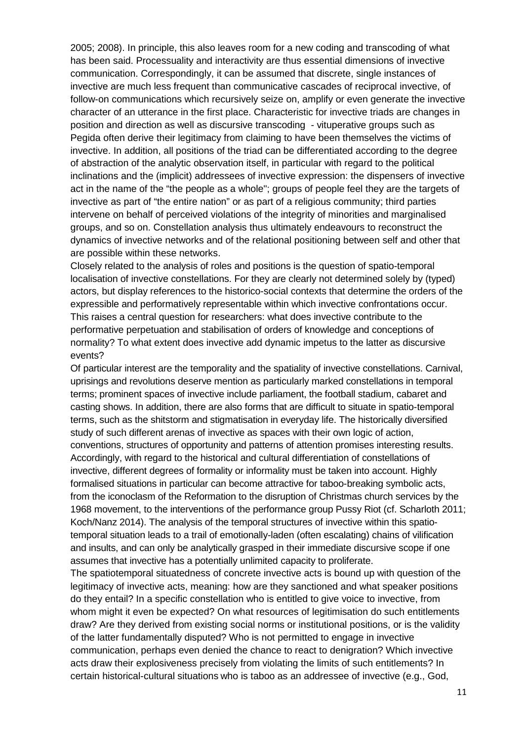2005; 2008). In principle, this also leaves room for a new coding and transcoding of what has been said. Processuality and interactivity are thus essential dimensions of invective communication. Correspondingly, it can be assumed that discrete, single instances of invective are much less frequent than communicative cascades of reciprocal invective, of follow-on communications which recursively seize on, amplify or even generate the invective character of an utterance in the first place. Characteristic for invective triads are changes in position and direction as well as discursive transcoding - vituperative groups such as Pegida often derive their legitimacy from claiming to have been themselves the victims of invective. In addition, all positions of the triad can be differentiated according to the degree of abstraction of the analytic observation itself, in particular with regard to the political inclinations and the (implicit) addressees of invective expression: the dispensers of invective act in the name of the "the people as a whole"; groups of people feel they are the targets of invective as part of "the entire nation" or as part of a religious community; third parties intervene on behalf of perceived violations of the integrity of minorities and marginalised groups, and so on. Constellation analysis thus ultimately endeavours to reconstruct the dynamics of invective networks and of the relational positioning between self and other that are possible within these networks.

Closely related to the analysis of roles and positions is the question of spatio-temporal localisation of invective constellations. For they are clearly not determined solely by (typed) actors, but display references to the historico-social contexts that determine the orders of the expressible and performatively representable within which invective confrontations occur. This raises a central question for researchers: what does invective contribute to the performative perpetuation and stabilisation of orders of knowledge and conceptions of normality? To what extent does invective add dynamic impetus to the latter as discursive events?

Of particular interest are the temporality and the spatiality of invective constellations. Carnival, uprisings and revolutions deserve mention as particularly marked constellations in temporal terms; prominent spaces of invective include parliament, the football stadium, cabaret and casting shows. In addition, there are also forms that are difficult to situate in spatio-temporal terms, such as the shitstorm and stigmatisation in everyday life. The historically diversified study of such different arenas of invective as spaces with their own logic of action, conventions, structures of opportunity and patterns of attention promises interesting results. Accordingly, with regard to the historical and cultural differentiation of constellations of invective, different degrees of formality or informality must be taken into account. Highly formalised situations in particular can become attractive for taboo-breaking symbolic acts, from the iconoclasm of the Reformation to the disruption of Christmas church services by the 1968 movement, to the interventions of the performance group Pussy Riot (cf. Scharloth 2011; Koch/Nanz 2014). The analysis of the temporal structures of invective within this spatio-temporal situation leads to a trail of emotionally-laden (often escalating) chains of vilification and insults, and can only be analytically grasped in their immediate discursive scope if one assumes that invective has a potentially unlimited capacity to proliferate.

The spatiotemporal situatedness of concrete invective acts is bound up with question of the legitimacy of invective acts, meaning: how are they sanctioned and what speaker positions do they entail? In a specific constellation who is entitled to give voice to invective, from whom might it even be expected? On what resources of legitimisation do such entitlements draw? Are they derived from existing social norms or institutional positions, or is the validity of the latter fundamentally disputed? Who is not permitted to engage in invective communication, perhaps even denied the chance to react to denigration? Which invective acts draw their explosiveness precisely from violating the limits of such entitlements? In certain historical-cultural situations who is taboo as an addressee of invective (e.g., God,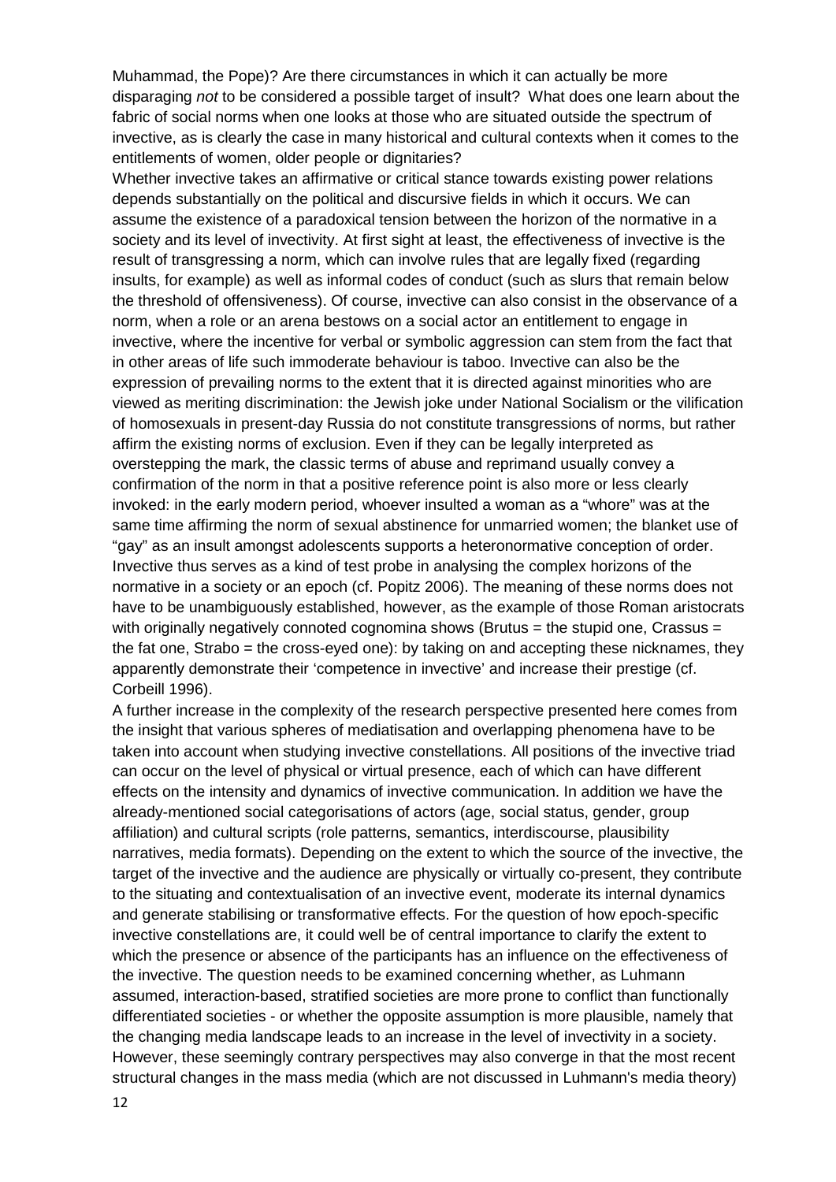Muhammad, the Pope)? Are there circumstances in which it can actually be more disparaging *not* to be considered a possible target of insult? What does one learn about the fabric of social norms when one looks at those who are situated outside the spectrum of invective, as is clearly the case in many historical and cultural contexts when it comes to the entitlements of women, older people or dignitaries?

Whether invective takes an affirmative or critical stance towards existing power relations depends substantially on the political and discursive fields in which it occurs. We can assume the existence of a paradoxical tension between the horizon of the normative in a society and its level of invectivity. At first sight at least, the effectiveness of invective is the result of transgressing a norm, which can involve rules that are legally fixed (regarding insults, for example) as well as informal codes of conduct (such as slurs that remain below the threshold of offensiveness). Of course, invective can also consist in the observance of a norm, when a role or an arena bestows on a social actor an entitlement to engage in invective, where the incentive for verbal or symbolic aggression can stem from the fact that in other areas of life such immoderate behaviour is taboo. Invective can also be the expression of prevailing norms to the extent that it is directed against minorities who are viewed as meriting discrimination: the Jewish joke under National Socialism or the vilification of homosexuals in present-day Russia do not constitute transgressions of norms, but rather affirm the existing norms of exclusion. Even if they can be legally interpreted as overstepping the mark, the classic terms of abuse and reprimand usually convey a confirmation of the norm in that a positive reference point is also more or less clearly invoked: in the early modern period, whoever insulted a woman as a "whore" was at the same time affirming the norm of sexual abstinence for unmarried women; the blanket use of "gay" as an insult amongst adolescents supports a heteronormative conception of order. Invective thus serves as a kind of test probe in analysing the complex horizons of the normative in a society or an epoch (cf. Popitz 2006). The meaning of these norms does not have to be unambiguously established, however, as the example of those Roman aristocrats with originally negatively connoted cognomina shows (Brutus = the stupid one, Crassus = the fat one, Strabo = the cross-eyed one): by taking on and accepting these nicknames, they apparently demonstrate their 'competence in invective' and increase their prestige (cf. Corbeill 1996).

A further increase in the complexity of the research perspective presented here comes from the insight that various spheres of mediatisation and overlapping phenomena have to be taken into account when studying invective constellations. All positions of the invective triad can occur on the level of physical or virtual presence, each of which can have different effects on the intensity and dynamics of invective communication. In addition we have the already-mentioned social categorisations of actors (age, social status, gender, group affiliation) and cultural scripts (role patterns, semantics, interdiscourse, plausibility narratives, media formats). Depending on the extent to which the source of the invective, the target of the invective and the audience are physically or virtually co-present, they contribute to the situating and contextualisation of an invective event, moderate its internal dynamics and generate stabilising or transformative effects. For the question of how epoch-specific invective constellations are, it could well be of central importance to clarify the extent to which the presence or absence of the participants has an influence on the effectiveness of the invective. The question needs to be examined concerning whether, as Luhmann assumed, interaction-based, stratified societies are more prone to conflict than functionally differentiated societies - or whether the opposite assumption is more plausible, namely that the changing media landscape leads to an increase in the level of invectivity in a society. However, these seemingly contrary perspectives may also converge in that the most recent structural changes in the mass media (which are not discussed in Luhmann's media theory)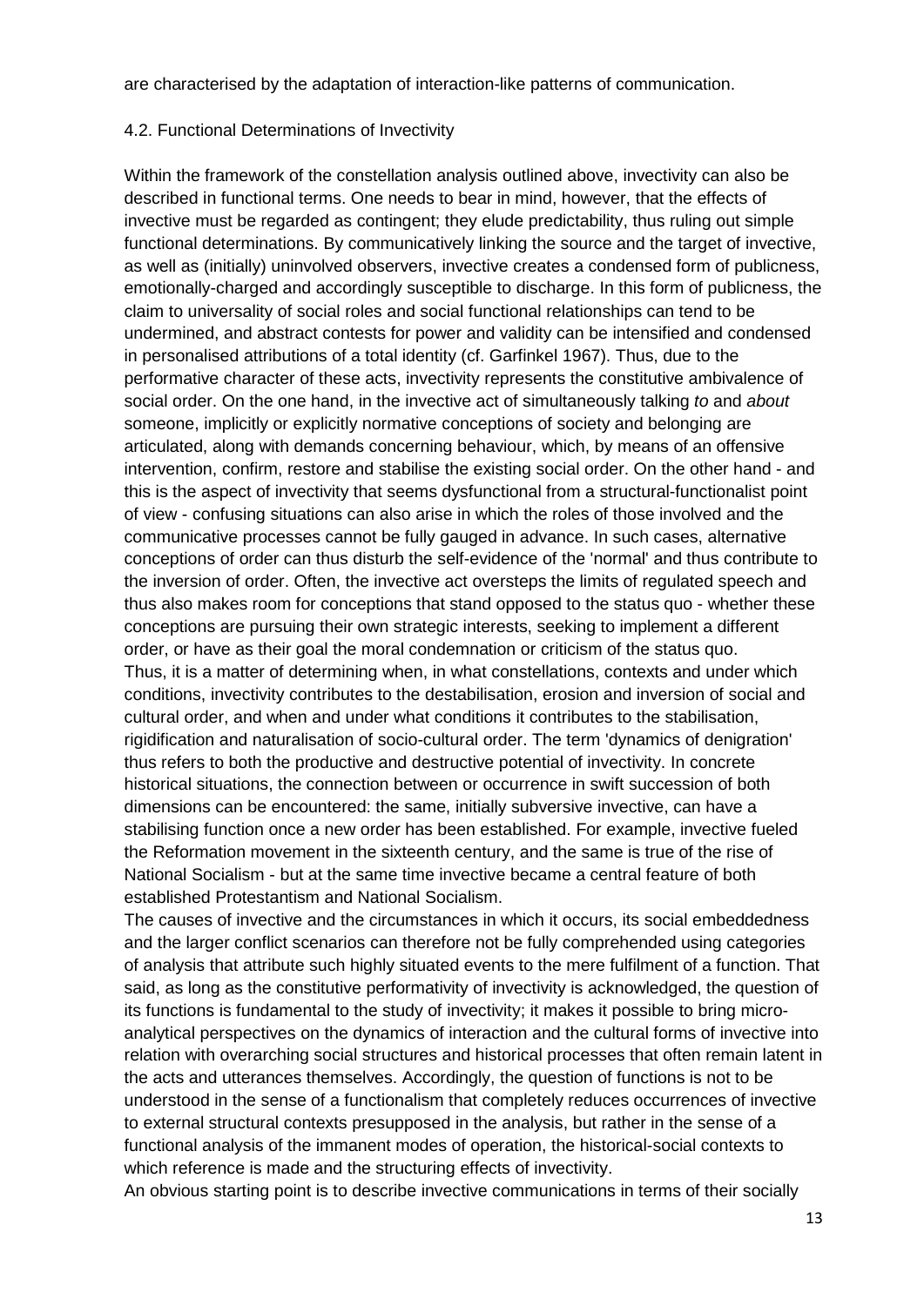are characterised by the adaptation of interaction-like patterns of communication.

### 4.2. Functional Determinations of Invectivity

Within the framework of the constellation analysis outlined above, invectivity can also be described in functional terms. One needs to bear in mind, however, that the effects of invective must be regarded as contingent; they elude predictability, thus ruling out simple functional determinations. By communicatively linking the source and the target of invective, as well as (initially) uninvolved observers, invective creates a condensed form of publicness, emotionally-charged and accordingly susceptible to discharge. In this form of publicness, the claim to universality of social roles and social functional relationships can tend to be undermined, and abstract contests for power and validity can be intensified and condensed in personalised attributions of a total identity (cf. Garfinkel 1967). Thus, due to the performative character of these acts, invectivity represents the constitutive ambivalence of social order. On the one hand, in the invective act of simultaneously talking *to* and *about* someone, implicitly or explicitly normative conceptions of society and belonging are articulated, along with demands concerning behaviour, which, by means of an offensive intervention, confirm, restore and stabilise the existing social order. On the other hand - and this is the aspect of invectivity that seems dysfunctional from a structural-functionalist point of view - confusing situations can also arise in which the roles of those involved and the communicative processes cannot be fully gauged in advance. In such cases, alternative conceptions of order can thus disturb the self-evidence of the 'normal' and thus contribute to the inversion of order. Often, the invective act oversteps the limits of regulated speech and thus also makes room for conceptions that stand opposed to the status quo - whether these conceptions are pursuing their own strategic interests, seeking to implement a different order, or have as their goal the moral condemnation or criticism of the status quo.

Thus, it is a matter of determining when, in what constellations, contexts and under which conditions, invectivity contributes to the destabilisation, erosion and inversion of social and cultural order, and when and under what conditions it contributes to the stabilisation, rigidification and naturalisation of socio-cultural order. The term 'dynamics of denigration' thus refers to both the productive and destructive potential of invectivity. In concrete historical situations, the connection between or occurrence in swift succession of both dimensions can be encountered: the same, initially subversive invective, can have a stabilising function once a new order has been established. For example, invective fueled the Reformation movement in the sixteenth century, and the same is true of the rise of National Socialism - but at the same time invective became a central feature of both established Protestantism and National Socialism.

The causes of invective and the circumstances in which it occurs, its social embeddedness and the larger conflict scenarios can therefore not be fully comprehended using categories of analysis that attribute such highly situated events to the mere fulfilment of a function. That said, as long as the constitutive performativity of invectivity is acknowledged, the question of its functions is fundamental to the study of invectivity; it makes it possible to bring micro-analytical perspectives on the dynamics of interaction and the cultural forms of invective into relation with overarching social structures and historical processes that often remain latent in the acts and utterances themselves. Accordingly, the question of functions is not to be understood in the sense of a functionalism that completely reduces occurrences of invective to external structural contexts presupposed in the analysis, but rather in the sense of a functional analysis of the immanent modes of operation, the historical-social contexts to which reference is made and the structuring effects of invectivity.

An obvious starting point is to describe invective communications in terms of their socially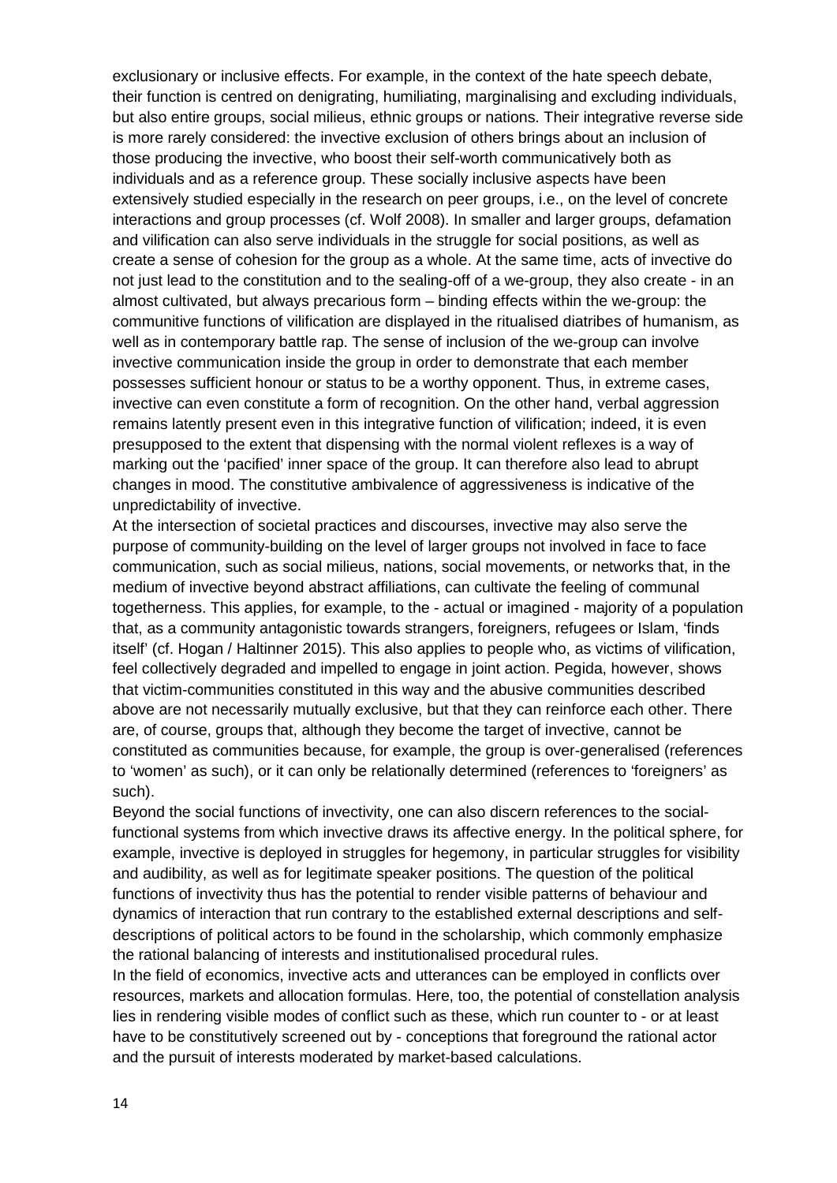exclusionary or inclusive effects. For example, in the context of the hate speech debate, their function is centred on denigrating, humiliating, marginalising and excluding individuals, but also entire groups, social milieus, ethnic groups or nations. Their integrative reverse side is more rarely considered: the invective exclusion of others brings about an inclusion of those producing the invective, who boost their self-worth communicatively both as individuals and as a reference group. These socially inclusive aspects have been extensively studied especially in the research on peer groups, i.e., on the level of concrete interactions and group processes (cf. Wolf 2008). In smaller and larger groups, defamation and vilification can also serve individuals in the struggle for social positions, as well as create a sense of cohesion for the group as a whole. At the same time, acts of invective do not just lead to the constitution and to the sealing-off of a we-group, they also create - in an almost cultivated, but always precarious form – binding effects within the we-group: the communitive functions of vilification are displayed in the ritualised diatribes of humanism, as well as in contemporary battle rap. The sense of inclusion of the we-group can involve invective communication inside the group in order to demonstrate that each member possesses sufficient honour or status to be a worthy opponent. Thus, in extreme cases, invective can even constitute a form of recognition. On the other hand, verbal aggression remains latently present even in this integrative function of vilification; indeed, it is even presupposed to the extent that dispensing with the normal violent reflexes is a way of marking out the 'pacified' inner space of the group. It can therefore also lead to abrupt changes in mood. The constitutive ambivalence of aggressiveness is indicative of the unpredictability of invective.

At the intersection of societal practices and discourses, invective may also serve the purpose of community-building on the level of larger groups not involved in face to face communication, such as social milieus, nations, social movements, or networks that, in the medium of invective beyond abstract affiliations, can cultivate the feeling of communal togetherness. This applies, for example, to the - actual or imagined - majority of a population that, as a community antagonistic towards strangers, foreigners, refugees or Islam, 'finds itself' (cf. Hogan / Haltinner 2015). This also applies to people who, as victims of vilification, feel collectively degraded and impelled to engage in joint action. Pegida, however, shows that victim-communities constituted in this way and the abusive communities described above are not necessarily mutually exclusive, but that they can reinforce each other. There are, of course, groups that, although they become the target of invective, cannot be constituted as communities because, for example, the group is over-generalised (references to 'women' as such), or it can only be relationally determined (references to 'foreigners' as such).

Beyond the social functions of invectivity, one can also discern references to the social-functional systems from which invective draws its affective energy. In the political sphere, for example, invective is deployed in struggles for hegemony, in particular struggles for visibility and audibility, as well as for legitimate speaker positions. The question of the political functions of invectivity thus has the potential to render visible patterns of behaviour and dynamics of interaction that run contrary to the established external descriptions and self-descriptions of political actors to be found in the scholarship, which commonly emphasize the rational balancing of interests and institutionalised procedural rules.

In the field of economics, invective acts and utterances can be employed in conflicts over resources, markets and allocation formulas. Here, too, the potential of constellation analysis lies in rendering visible modes of conflict such as these, which run counter to - or at least have to be constitutively screened out by - conceptions that foreground the rational actor and the pursuit of interests moderated by market-based calculations.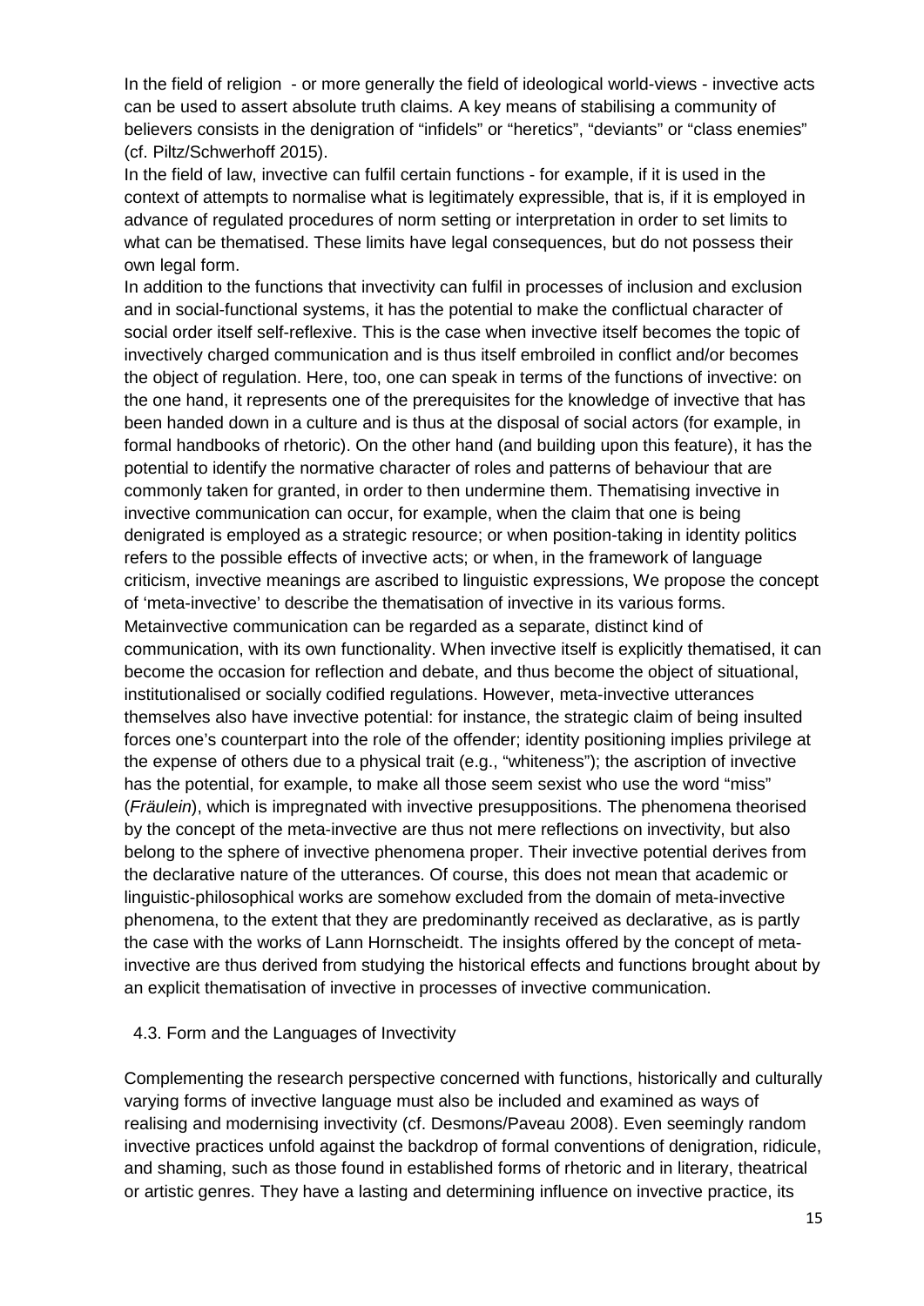In the field of religion - or more generally the field of ideological world-views - invective acts can be used to assert absolute truth claims. A key means of stabilising a community of believers consists in the denigration of "infidels" or "heretics", "deviants" or "class enemies" (cf. Piltz/Schwerhoff 2015).

In the field of law, invective can fulfil certain functions - for example, if it is used in the context of attempts to normalise what is legitimately expressible, that is, if it is employed in advance of regulated procedures of norm setting or interpretation in order to set limits to what can be thematised. These limits have legal consequences, but do not possess their own legal form.

In addition to the functions that invectivity can fulfil in processes of inclusion and exclusion and in social-functional systems, it has the potential to make the conflictual character of social order itself self-reflexive. This is the case when invective itself becomes the topic of invectively charged communication and is thus itself embroiled in conflict and/or becomes the object of regulation. Here, too, one can speak in terms of the functions of invective: on the one hand, it represents one of the prerequisites for the knowledge of invective that has been handed down in a culture and is thus at the disposal of social actors (for example, in formal handbooks of rhetoric). On the other hand (and building upon this feature), it has the potential to identify the normative character of roles and patterns of behaviour that are commonly taken for granted, in order to then undermine them. Thematising invective in invective communication can occur, for example, when the claim that one is being denigrated is employed as a strategic resource; or when position-taking in identity politics refers to the possible effects of invective acts; or when, in the framework of language criticism, invective meanings are ascribed to linguistic expressions, We propose the concept of 'meta-invective' to describe the thematisation of invective in its various forms. Metainvective communication can be regarded as a separate, distinct kind of communication, with its own functionality. When invective itself is explicitly thematised, it can become the occasion for reflection and debate, and thus become the object of situational, institutionalised or socially codified regulations. However, meta-invective utterances themselves also have invective potential: for instance, the strategic claim of being insulted forces one's counterpart into the role of the offender; identity positioning implies privilege at the expense of others due to a physical trait (e.g., "whiteness"); the ascription of invective has the potential, for example, to make all those seem sexist who use the word "miss" (*Fräulein*), which is impregnated with invective presuppositions. The phenomena theorised by the concept of the meta-invective are thus not mere reflections on invectivity, but also belong to the sphere of invective phenomena proper. Their invective potential derives from the declarative nature of the utterances. Of course, this does not mean that academic or linguistic-philosophical works are somehow excluded from the domain of meta-invective phenomena, to the extent that they are predominantly received as declarative, as is partly the case with the works of Lann Hornscheidt. The insights offered by the concept of meta-invective are thus derived from studying the historical effects and functions brought about by an explicit thematisation of invective in processes of invective communication.

### 4.3. Form and the Languages of Invectivity

Complementing the research perspective concerned with functions, historically and culturally varying forms of invective language must also be included and examined as ways of realising and modernising invectivity (cf. Desmons/Paveau 2008). Even seemingly random invective practices unfold against the backdrop of formal conventions of denigration, ridicule, and shaming, such as those found in established forms of rhetoric and in literary, theatrical or artistic genres. They have a lasting and determining influence on invective practice, its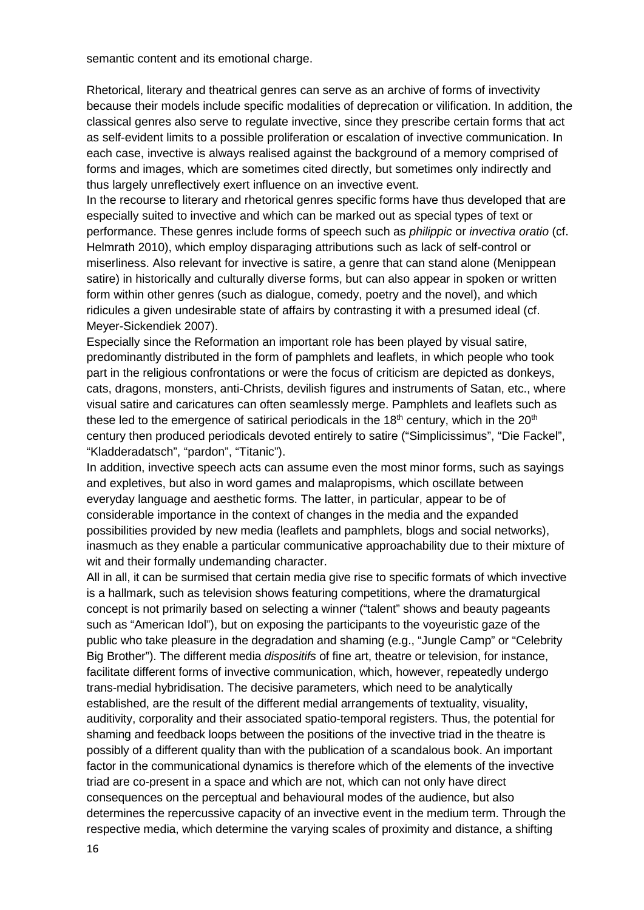semantic content and its emotional charge.

Rhetorical, literary and theatrical genres can serve as an archive of forms of invectivity because their models include specific modalities of deprecation or vilification. In addition, the classical genres also serve to regulate invective, since they prescribe certain forms that act as self-evident limits to a possible proliferation or escalation of invective communication. In each case, invective is always realised against the background of a memory comprised of forms and images, which are sometimes cited directly, but sometimes only indirectly and thus largely unreflectively exert influence on an invective event.

In the recourse to literary and rhetorical genres specific forms have thus developed that are especially suited to invective and which can be marked out as special types of text or performance. These genres include forms of speech such as *philippic* or *invectiva oratio* (cf. Helmrath 2010), which employ disparaging attributions such as lack of self-control or miserliness. Also relevant for invective is satire, a genre that can stand alone (Menippean satire) in historically and culturally diverse forms, but can also appear in spoken or written form within other genres (such as dialogue, comedy, poetry and the novel), and which ridicules a given undesirable state of affairs by contrasting it with a presumed ideal (cf. Meyer-Sickendiek 2007).

Especially since the Reformation an important role has been played by visual satire, predominantly distributed in the form of pamphlets and leaflets, in which people who took part in the religious confrontations or were the focus of criticism are depicted as donkeys, cats, dragons, monsters, anti-Christs, devilish figures and instruments of Satan, etc., where visual satire and caricatures can often seamlessly merge. Pamphlets and leaflets such as these led to the emergence of satirical periodicals in the 18th century, which in the 20th century then produced periodicals devoted entirely to satire ("Simplicissimus", "Die Fackel", "Kladderadatsch", "pardon", "Titanic").

In addition, invective speech acts can assume even the most minor forms, such as sayings and expletives, but also in word games and malapropisms, which oscillate between everyday language and aesthetic forms. The latter, in particular, appear to be of considerable importance in the context of changes in the media and the expanded possibilities provided by new media (leaflets and pamphlets, blogs and social networks), inasmuch as they enable a particular communicative approachability due to their mixture of wit and their formally undemanding character.

All in all, it can be surmised that certain media give rise to specific formats of which invective is a hallmark, such as television shows featuring competitions, where the dramaturgical concept is not primarily based on selecting a winner ("talent" shows and beauty pageants such as "American Idol"), but on exposing the participants to the voyeuristic gaze of the public who take pleasure in the degradation and shaming (e.g., "Jungle Camp" or "Celebrity Big Brother"). The different media *dispositifs* of fine art, theatre or television, for instance, facilitate different forms of invective communication, which, however, repeatedly undergo trans-medial hybridisation. The decisive parameters, which need to be analytically established, are the result of the different medial arrangements of textuality, visuality, auditivity, corporality and their associated spatio-temporal registers. Thus, the potential for shaming and feedback loops between the positions of the invective triad in the theatre is possibly of a different quality than with the publication of a scandalous book. An important factor in the communicational dynamics is therefore which of the elements of the invective triad are co-present in a space and which are not, which can not only have direct consequences on the perceptual and behavioural modes of the audience, but also determines the repercussive capacity of an invective event in the medium term. Through the respective media, which determine the varying scales of proximity and distance, a shifting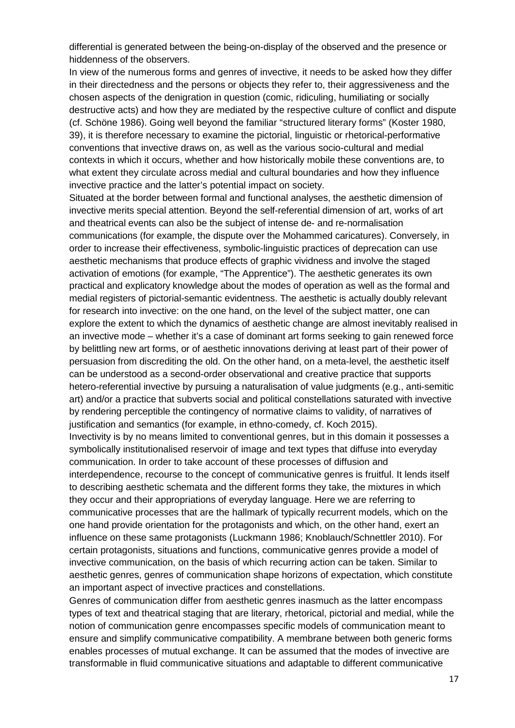differential is generated between the being-on-display of the observed and the presence or hiddenness of the observers.

In view of the numerous forms and genres of invective, it needs to be asked how they differ in their directedness and the persons or objects they refer to, their aggressiveness and the chosen aspects of the denigration in question (comic, ridiculing, humiliating or socially destructive acts) and how they are mediated by the respective culture of conflict and dispute (cf. Schöne 1986). Going well beyond the familiar "structured literary forms" (Koster 1980, 39), it is therefore necessary to examine the pictorial, linguistic or rhetorical-performative conventions that invective draws on, as well as the various socio-cultural and medial contexts in which it occurs, whether and how historically mobile these conventions are, to what extent they circulate across medial and cultural boundaries and how they influence invective practice and the latter's potential impact on society.

Situated at the border between formal and functional analyses, the aesthetic dimension of invective merits special attention. Beyond the self-referential dimension of art, works of art and theatrical events can also be the subject of intense de- and re-normalisation communications (for example, the dispute over the Mohammed caricatures). Conversely, in order to increase their effectiveness, symbolic-linguistic practices of deprecation can use aesthetic mechanisms that produce effects of graphic vividness and involve the staged activation of emotions (for example, "The Apprentice"). The aesthetic generates its own practical and explicatory knowledge about the modes of operation as well as the formal and medial registers of pictorial-semantic evidentness. The aesthetic is actually doubly relevant for research into invective: on the one hand, on the level of the subject matter, one can explore the extent to which the dynamics of aesthetic change are almost inevitably realised in an invective mode – whether it's a case of dominant art forms seeking to gain renewed force by belittling new art forms, or of aesthetic innovations deriving at least part of their power of persuasion from discrediting the old. On the other hand, on a meta-level, the aesthetic itself can be understood as a second-order observational and creative practice that supports hetero-referential invective by pursuing a naturalisation of value judgments (e.g., anti-semitic art) and/or a practice that subverts social and political constellations saturated with invective by rendering perceptible the contingency of normative claims to validity, of narratives of justification and semantics (for example, in ethno-comedy, cf. Koch 2015).

Invectivity is by no means limited to conventional genres, but in this domain it possesses a symbolically institutionalised reservoir of image and text types that diffuse into everyday communication. In order to take account of these processes of diffusion and interdependence, recourse to the concept of communicative genres is fruitful. It lends itself to describing aesthetic schemata and the different forms they take, the mixtures in which they occur and their appropriations of everyday language. Here we are referring to communicative processes that are the hallmark of typically recurrent models, which on the one hand provide orientation for the protagonists and which, on the other hand, exert an influence on these same protagonists (Luckmann 1986; Knoblauch/Schnettler 2010). For certain protagonists, situations and functions, communicative genres provide a model of invective communication, on the basis of which recurring action can be taken. Similar to aesthetic genres, genres of communication shape horizons of expectation, which constitute an important aspect of invective practices and constellations.

Genres of communication differ from aesthetic genres inasmuch as the latter encompass types of text and theatrical staging that are literary, rhetorical, pictorial and medial, while the notion of communication genre encompasses specific models of communication meant to ensure and simplify communicative compatibility. A membrane between both generic forms enables processes of mutual exchange. It can be assumed that the modes of invective are transformable in fluid communicative situations and adaptable to different communicative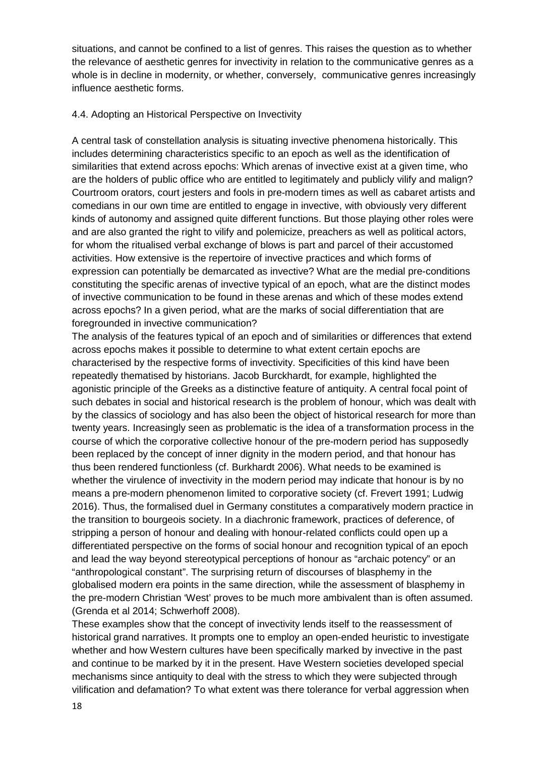situations, and cannot be confined to a list of genres. This raises the question as to whether the relevance of aesthetic genres for invectivity in relation to the communicative genres as a whole is in decline in modernity, or whether, conversely, communicative genres increasingly influence aesthetic forms.

### 4.4. Adopting an Historical Perspective on Invectivity

A central task of constellation analysis is situating invective phenomena historically. This includes determining characteristics specific to an epoch as well as the identification of similarities that extend across epochs: Which arenas of invective exist at a given time, who are the holders of public office who are entitled to legitimately and publicly vilify and malign? Courtroom orators, court jesters and fools in pre-modern times as well as cabaret artists and comedians in our own time are entitled to engage in invective, with obviously very different kinds of autonomy and assigned quite different functions. But those playing other roles were and are also granted the right to vilify and polemicize, preachers as well as political actors, for whom the ritualised verbal exchange of blows is part and parcel of their accustomed activities. How extensive is the repertoire of invective practices and which forms of expression can potentially be demarcated as invective? What are the medial pre-conditions constituting the specific arenas of invective typical of an epoch, what are the distinct modes of invective communication to be found in these arenas and which of these modes extend across epochs? In a given period, what are the marks of social differentiation that are foregrounded in invective communication?

The analysis of the features typical of an epoch and of similarities or differences that extend across epochs makes it possible to determine to what extent certain epochs are characterised by the respective forms of invectivity. Specificities of this kind have been repeatedly thematised by historians. Jacob Burckhardt, for example, highlighted the agonistic principle of the Greeks as a distinctive feature of antiquity. A central focal point of such debates in social and historical research is the problem of honour, which was dealt with by the classics of sociology and has also been the object of historical research for more than twenty years. Increasingly seen as problematic is the idea of a transformation process in the course of which the corporative collective honour of the pre-modern period has supposedly been replaced by the concept of inner dignity in the modern period, and that honour has thus been rendered functionless (cf. Burkhardt 2006). What needs to be examined is whether the virulence of invectivity in the modern period may indicate that honour is by no means a pre-modern phenomenon limited to corporative society (cf. Frevert 1991; Ludwig 2016). Thus, the formalised duel in Germany constitutes a comparatively modern practice in the transition to bourgeois society. In a diachronic framework, practices of deference, of stripping a person of honour and dealing with honour-related conflicts could open up a differentiated perspective on the forms of social honour and recognition typical of an epoch and lead the way beyond stereotypical perceptions of honour as "archaic potency" or an "anthropological constant". The surprising return of discourses of blasphemy in the globalised modern era points in the same direction, while the assessment of blasphemy in the pre-modern Christian 'West' proves to be much more ambivalent than is often assumed. (Grenda et al 2014; Schwerhoff 2008).

These examples show that the concept of invectivity lends itself to the reassessment of historical grand narratives. It prompts one to employ an open-ended heuristic to investigate whether and how Western cultures have been specifically marked by invective in the past and continue to be marked by it in the present. Have Western societies developed special mechanisms since antiquity to deal with the stress to which they were subjected through vilification and defamation? To what extent was there tolerance for verbal aggression when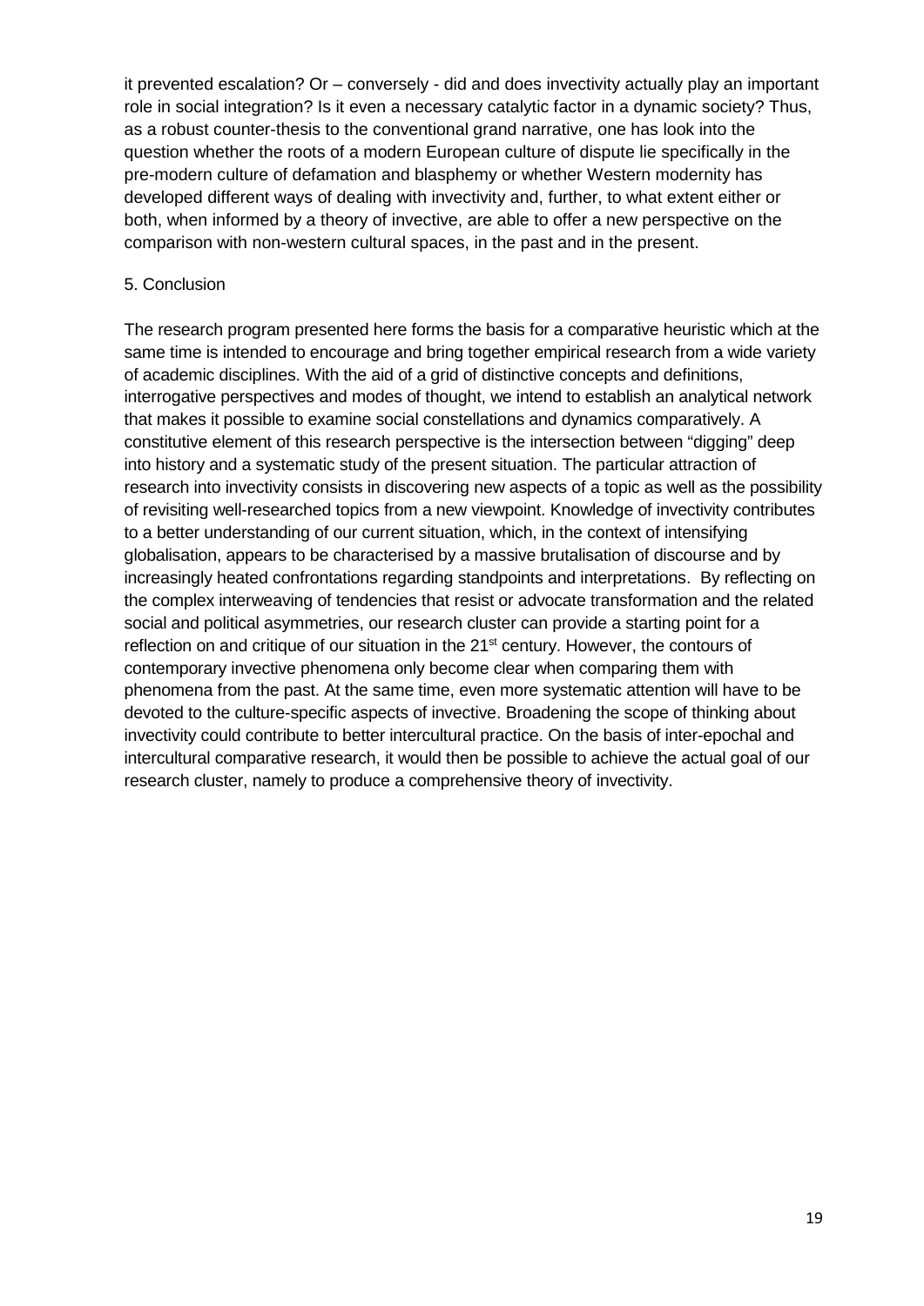it prevented escalation? Or – conversely - did and does invectivity actually play an important role in social integration? Is it even a necessary catalytic factor in a dynamic society? Thus, as a robust counter-thesis to the conventional grand narrative, one has look into the question whether the roots of a modern European culture of dispute lie specifically in the pre-modern culture of defamation and blasphemy or whether Western modernity has developed different ways of dealing with invectivity and, further, to what extent either or both, when informed by a theory of invective, are able to offer a new perspective on the comparison with non-western cultural spaces, in the past and in the present.

## 5. Conclusion

The research program presented here forms the basis for a comparative heuristic which at the same time is intended to encourage and bring together empirical research from a wide variety of academic disciplines. With the aid of a grid of distinctive concepts and definitions, interrogative perspectives and modes of thought, we intend to establish an analytical network that makes it possible to examine social constellations and dynamics comparatively. A constitutive element of this research perspective is the intersection between "digging" deep into history and a systematic study of the present situation. The particular attraction of research into invectivity consists in discovering new aspects of a topic as well as the possibility of revisiting well-researched topics from a new viewpoint. Knowledge of invectivity contributes to a better understanding of our current situation, which, in the context of intensifying globalisation, appears to be characterised by a massive brutalisation of discourse and by increasingly heated confrontations regarding standpoints and interpretations. By reflecting on the complex interweaving of tendencies that resist or advocate transformation and the related social and political asymmetries, our research cluster can provide a starting point for a reflection on and critique of our situation in the 21st century. However, the contours of contemporary invective phenomena only become clear when comparing them with phenomena from the past. At the same time, even more systematic attention will have to be devoted to the culture-specific aspects of invective. Broadening the scope of thinking about invectivity could contribute to better intercultural practice. On the basis of inter-epochal and intercultural comparative research, it would then be possible to achieve the actual goal of our research cluster, namely to produce a comprehensive theory of invectivity.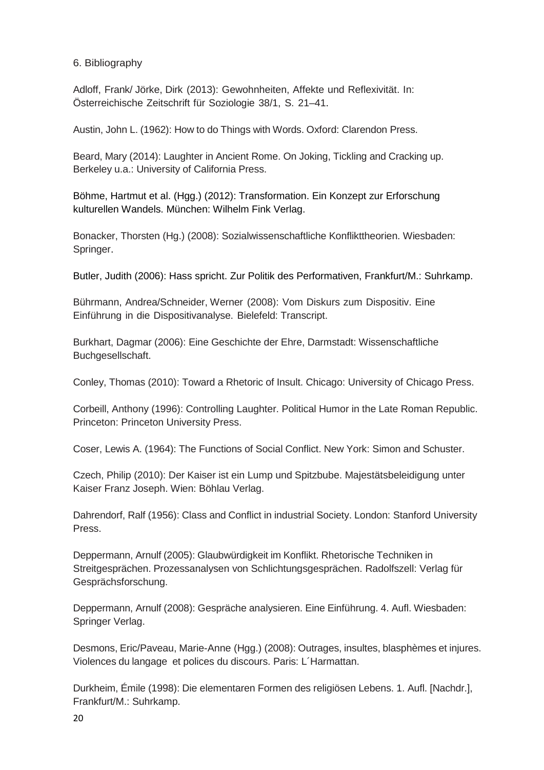## 6. Bibliography

Adloff, Frank/ Jörke, Dirk (2013): Gewohnheiten, Affekte und Reflexivität. In: Österreichische Zeitschrift für Soziologie 38/1, S. 21–41.

Austin, John L. (1962): How to do Things with Words. Oxford: Clarendon Press.

Beard, Mary (2014): Laughter in Ancient Rome. On Joking, Tickling and Cracking up. Berkeley u.a.: University of California Press.

Böhme, Hartmut et al. (Hgg.) (2012): Transformation. Ein Konzept zur Erforschung kulturellen Wandels. München: Wilhelm Fink Verlag.

Bonacker, Thorsten (Hg.) (2008): Sozialwissenschaftliche Konflikttheorien. Wiesbaden: Springer.

Butler, Judith (2006): Hass spricht. Zur Politik des Performativen, Frankfurt/M.: Suhrkamp.

Bührmann, Andrea/Schneider, Werner (2008): Vom Diskurs zum Dispositiv. Eine Einführung in die Dispositivanalyse. Bielefeld: Transcript.

Burkhart, Dagmar (2006): Eine Geschichte der Ehre, Darmstadt: Wissenschaftliche Buchgesellschaft.

Conley, Thomas (2010): Toward a Rhetoric of Insult. Chicago: University of Chicago Press.

Corbeill, Anthony (1996): Controlling Laughter. Political Humor in the Late Roman Republic. Princeton: Princeton University Press.

Coser, Lewis A. (1964): The Functions of Social Conflict. New York: Simon and Schuster.

Czech, Philip (2010): Der Kaiser ist ein Lump und Spitzbube. Majestätsbeleidigung unter Kaiser Franz Joseph. Wien: Böhlau Verlag.

Dahrendorf, Ralf (1956): Class and Conflict in industrial Society. London: Stanford University Press.

Deppermann, Arnulf (2005): Glaubwürdigkeit im Konflikt. Rhetorische Techniken in Streitgesprächen. Prozessanalysen von Schlichtungsgesprächen. Radolfszell: Verlag für Gesprächsforschung.

Deppermann, Arnulf (2008): Gespräche analysieren. Eine Einführung. 4. Aufl. Wiesbaden: Springer Verlag.

Desmons, Eric/Paveau, Marie-Anne (Hgg.) (2008): Outrages, insultes, blasphèmes et injures. Violences du langage et polices du discours. Paris: L´Harmattan.

Durkheim, Émile (1998): Die elementaren Formen des religiösen Lebens. 1. Aufl. [Nachdr.], Frankfurt/M.: Suhrkamp.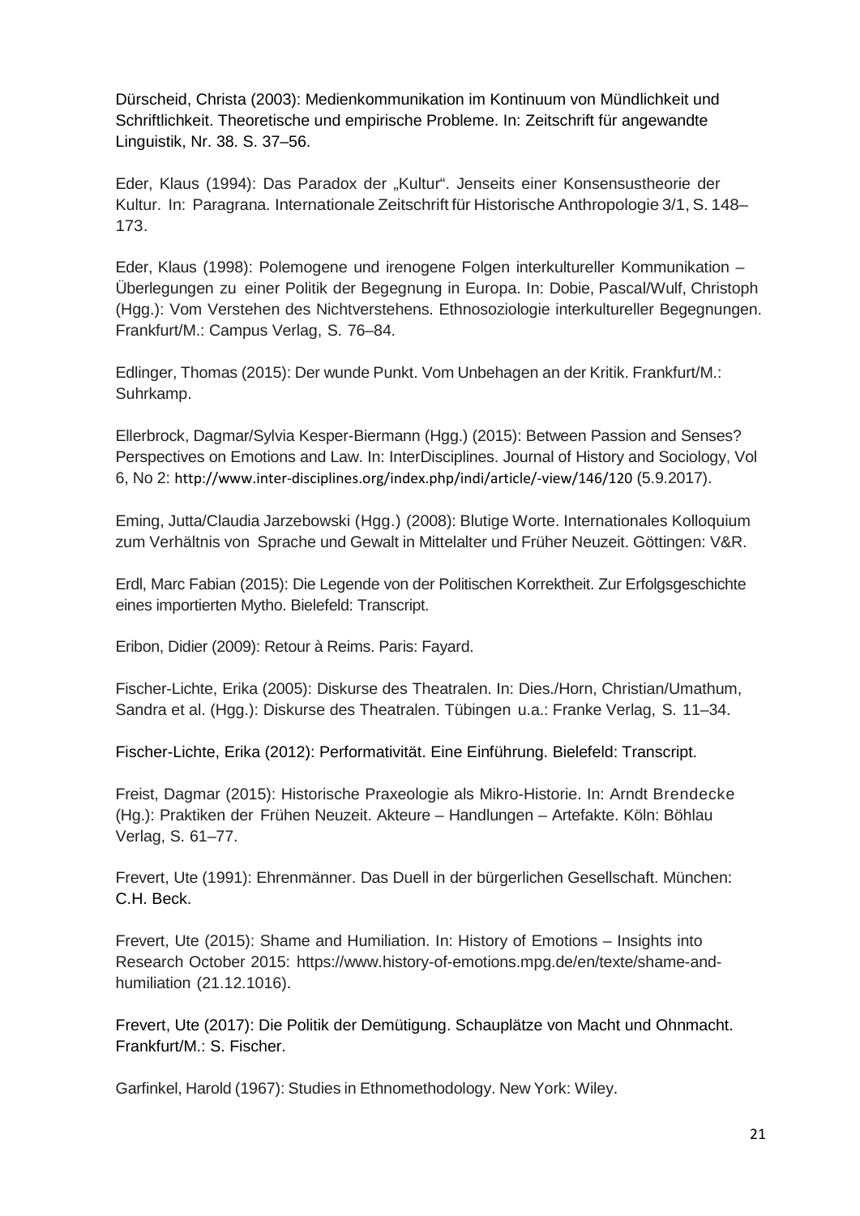Dürscheid, Christa (2003): Medienkommunikation im Kontinuum von Mündlichkeit und Schriftlichkeit. Theoretische und empirische Probleme. In: Zeitschrift für angewandte Linguistik, Nr. 38. S. 37–56.

Eder, Klaus (1994): Das Paradox der „Kultur". Jenseits einer Konsensustheorie der Kultur. In: Paragrana. Internationale Zeitschrift für Historische Anthropologie 3/1, S. 148–173.

Eder, Klaus (1998): Polemogene und irenogene Folgen interkultureller Kommunikation – Überlegungen zu einer Politik der Begegnung in Europa. In: Dobie, Pascal/Wulf, Christoph (Hgg.): Vom Verstehen des Nichtverstehens. Ethnosoziologie interkultureller Begegnungen. Frankfurt/M.: Campus Verlag, S. 76–84.

Edlinger, Thomas (2015): Der wunde Punkt. Vom Unbehagen an der Kritik. Frankfurt/M.: Suhrkamp.

Ellerbrock, Dagmar/Sylvia Kesper-Biermann (Hgg.) (2015): Between Passion and Senses? Perspectives on Emotions and Law. In: InterDisciplines. Journal of History and Sociology, Vol 6, No 2: http://www.inter-disciplines.org/index.php/indi/article/-view/146/120 (5.9.2017).

Eming, Jutta/Claudia Jarzebowski (Hgg.) (2008): Blutige Worte. Internationales Kolloquium zum Verhältnis von Sprache und Gewalt in Mittelalter und Früher Neuzeit. Göttingen: V&R.

Erdl, Marc Fabian (2015): Die Legende von der Politischen Korrektheit. Zur Erfolgsgeschichte eines importierten Mytho. Bielefeld: Transcript.

Eribon, Didier (2009): Retour à Reims. Paris: Fayard.

Fischer-Lichte, Erika (2005): Diskurse des Theatralen. In: Dies./Horn, Christian/Umathum, Sandra et al. (Hgg.): Diskurse des Theatralen. Tübingen u.a.: Franke Verlag, S. 11–34.

Fischer-Lichte, Erika (2012): Performativität. Eine Einführung. Bielefeld: Transcript.

Freist, Dagmar (2015): Historische Praxeologie als Mikro-Historie. In: Arndt Brendecke (Hg.): Praktiken der Frühen Neuzeit. Akteure – Handlungen – Artefakte. Köln: Böhlau Verlag, S. 61–77.

Frevert, Ute (1991): Ehrenmänner. Das Duell in der bürgerlichen Gesellschaft. München: C.H. Beck.

Frevert, Ute (2015): Shame and Humiliation. In: History of Emotions – Insights into Research October 2015: https://www.history-of-emotions.mpg.de/en/texte/shame-and-humiliation (21.12.1016).

Frevert, Ute (2017): Die Politik der Demütigung. Schauplätze von Macht und Ohnmacht. Frankfurt/M.: S. Fischer.

Garfinkel, Harold (1967): Studies in Ethnomethodology. New York: Wiley.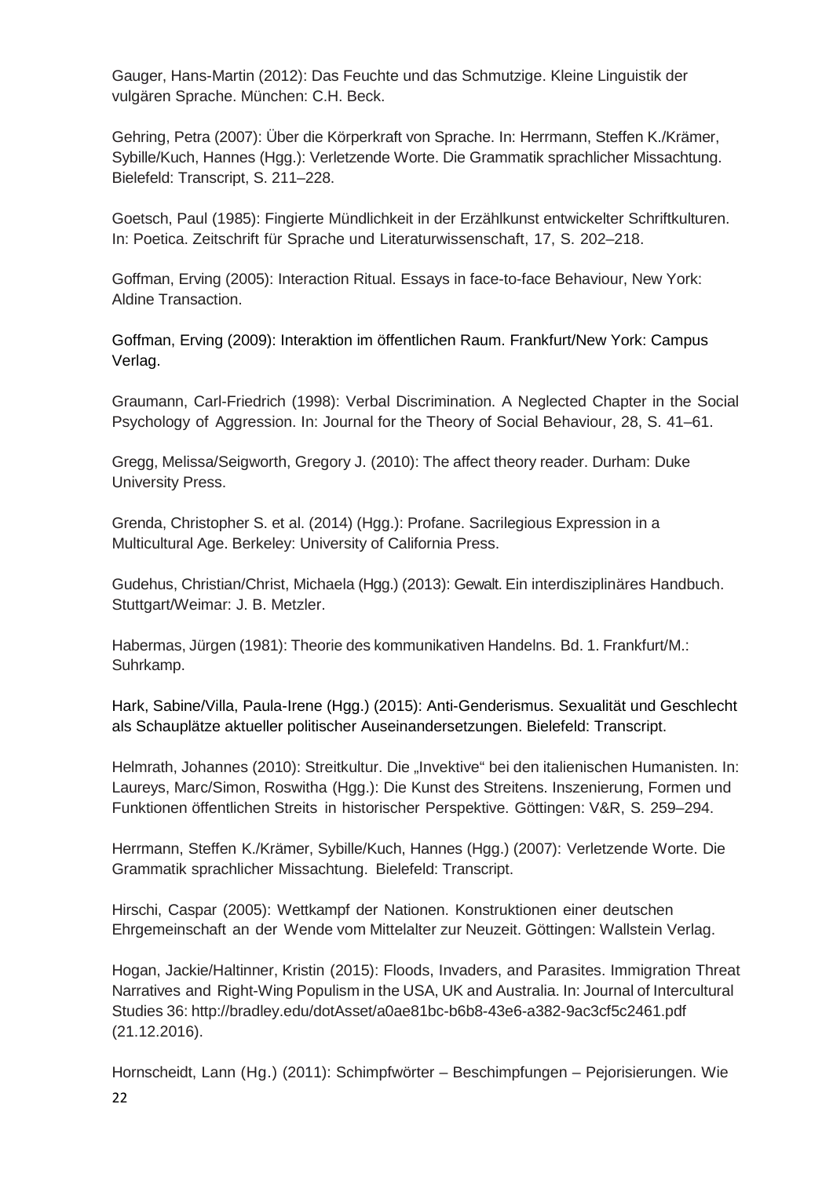Gauger, Hans-Martin (2012): Das Feuchte und das Schmutzige. Kleine Linguistik der vulgären Sprache. München: C.H. Beck.

Gehring, Petra (2007): Über die Körperkraft von Sprache. In: Herrmann, Steffen K./Krämer, Sybille/Kuch, Hannes (Hgg.): Verletzende Worte. Die Grammatik sprachlicher Missachtung. Bielefeld: Transcript, S. 211–228.

Goetsch, Paul (1985): Fingierte Mündlichkeit in der Erzählkunst entwickelter Schriftkulturen. In: Poetica. Zeitschrift für Sprache und Literaturwissenschaft, 17, S. 202–218.

Goffman, Erving (2005): Interaction Ritual. Essays in face-to-face Behaviour, New York: Aldine Transaction.

Goffman, Erving (2009): Interaktion im öffentlichen Raum. Frankfurt/New York: Campus Verlag.

Graumann, Carl-Friedrich (1998): Verbal Discrimination. A Neglected Chapter in the Social Psychology of Aggression. In: Journal for the Theory of Social Behaviour, 28, S. 41–61.

Gregg, Melissa/Seigworth, Gregory J. (2010): The affect theory reader. Durham: Duke University Press.

Grenda, Christopher S. et al. (2014) (Hgg.): Profane. Sacrilegious Expression in a Multicultural Age. Berkeley: University of California Press.

Gudehus, Christian/Christ, Michaela (Hgg.) (2013): Gewalt. Ein interdisziplinäres Handbuch. Stuttgart/Weimar: J. B. Metzler.

Habermas, Jürgen (1981): Theorie des kommunikativen Handelns. Bd. 1. Frankfurt/M.: Suhrkamp.

Hark, Sabine/Villa, Paula-Irene (Hgg.) (2015): Anti-Genderismus. Sexualität und Geschlecht als Schauplätze aktueller politischer Auseinandersetzungen. Bielefeld: Transcript.

Helmrath, Johannes (2010): Streitkultur. Die „Invektive" bei den italienischen Humanisten. In: Laureys, Marc/Simon, Roswitha (Hgg.): Die Kunst des Streitens. Inszenierung, Formen und Funktionen öffentlichen Streits in historischer Perspektive. Göttingen: V&R, S. 259–294.

Herrmann, Steffen K./Krämer, Sybille/Kuch, Hannes (Hgg.) (2007): Verletzende Worte. Die Grammatik sprachlicher Missachtung. Bielefeld: Transcript.

Hirschi, Caspar (2005): Wettkampf der Nationen. Konstruktionen einer deutschen Ehrgemeinschaft an der Wende vom Mittelalter zur Neuzeit. Göttingen: Wallstein Verlag.

Hogan, Jackie/Haltinner, Kristin (2015): Floods, Invaders, and Parasites. Immigration Threat Narratives and Right-Wing Populism in the USA, UK and Australia. In: Journal of Intercultural Studies 36: http://bradley.edu/dotAsset/a0ae81bc-b6b8-43e6-a382-9ac3cf5c2461.pdf (21.12.2016).

Hornscheidt, Lann (Hg.) (2011): Schimpfwörter – Beschimpfungen – Pejorisierungen. Wie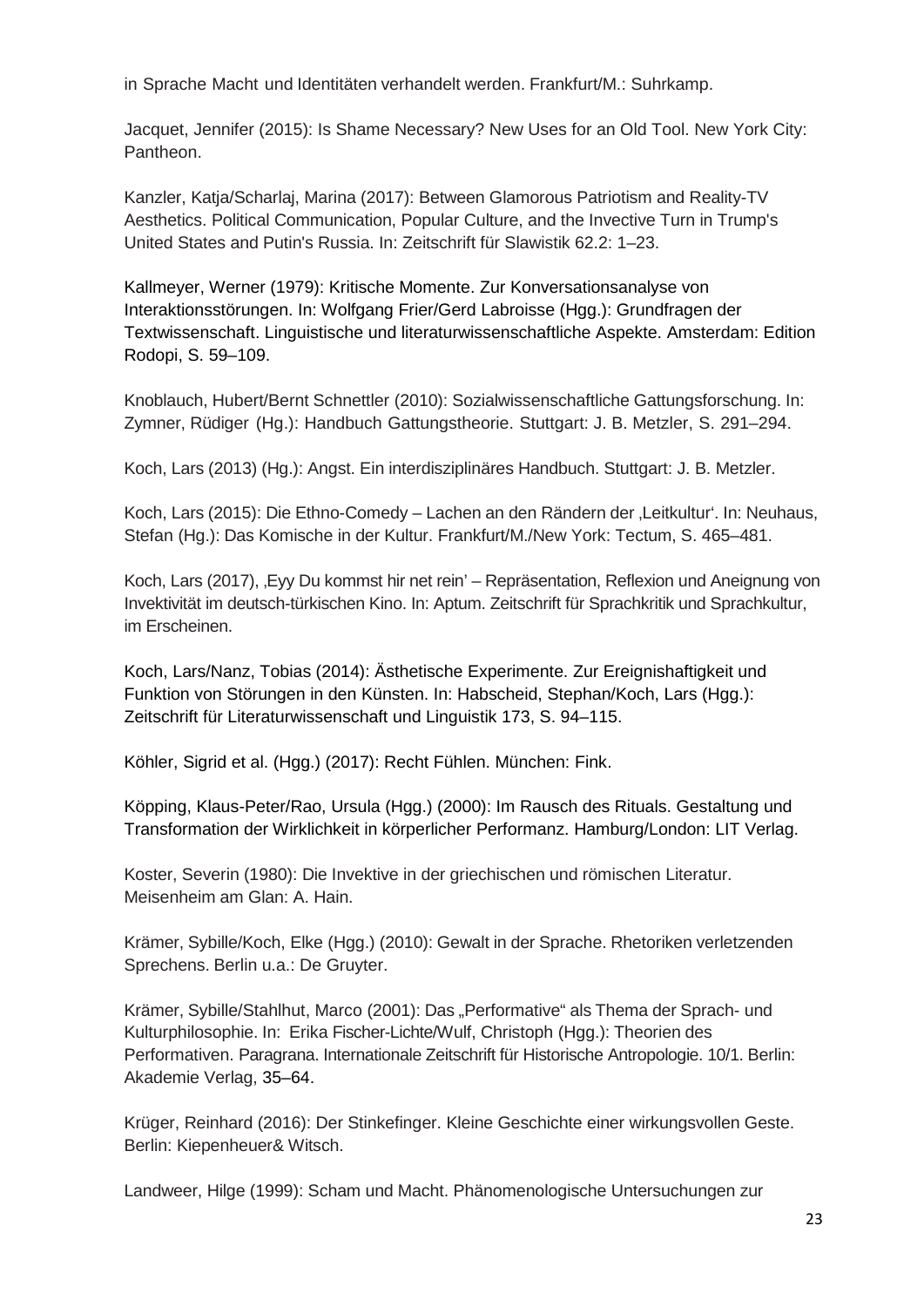in Sprache Macht und Identitäten verhandelt werden. Frankfurt/M.: Suhrkamp.

Jacquet, Jennifer (2015): Is Shame Necessary? New Uses for an Old Tool. New York City: Pantheon.

Kanzler, Katja/Scharlaj, Marina (2017): Between Glamorous Patriotism and Reality-TV Aesthetics. Political Communication, Popular Culture, and the Invective Turn in Trump's United States and Putin's Russia. In: Zeitschrift für Slawistik 62.2: 1–23.

Kallmeyer, Werner (1979): Kritische Momente. Zur Konversationsanalyse von Interaktionsstörungen. In: Wolfgang Frier/Gerd Labroisse (Hgg.): Grundfragen der Textwissenschaft. Linguistische und literaturwissenschaftliche Aspekte. Amsterdam: Edition Rodopi, S. 59–109.

Knoblauch, Hubert/Bernt Schnettler (2010): Sozialwissenschaftliche Gattungsforschung. In: Zymner, Rüdiger (Hg.): Handbuch Gattungstheorie. Stuttgart: J. B. Metzler, S. 291–294.

Koch, Lars (2013) (Hg.): Angst. Ein interdisziplinäres Handbuch. Stuttgart: J. B. Metzler.

Koch, Lars (2015): Die Ethno-Comedy – Lachen an den Rändern der ‚Leitkultur'. In: Neuhaus, Stefan (Hg.): Das Komische in der Kultur. Frankfurt/M./New York: Tectum, S. 465–481.

Koch, Lars (2017), ‚Eyy Du kommst hir net rein' – Repräsentation, Reflexion und Aneignung von Invektivität im deutsch-türkischen Kino. In: Aptum. Zeitschrift für Sprachkritik und Sprachkultur, im Erscheinen.

Koch, Lars/Nanz, Tobias (2014): Ästhetische Experimente. Zur Ereignishaftigkeit und Funktion von Störungen in den Künsten. In: Habscheid, Stephan/Koch, Lars (Hgg.): Zeitschrift für Literaturwissenschaft und Linguistik 173, S. 94–115.

Köhler, Sigrid et al. (Hgg.) (2017): Recht Fühlen. München: Fink.

Köpping, Klaus-Peter/Rao, Ursula (Hgg.) (2000): Im Rausch des Rituals. Gestaltung und Transformation der Wirklichkeit in körperlicher Performanz. Hamburg/London: LIT Verlag.

Koster, Severin (1980): Die Invektive in der griechischen und römischen Literatur. Meisenheim am Glan: A. Hain.

Krämer, Sybille/Koch, Elke (Hgg.) (2010): Gewalt in der Sprache. Rhetoriken verletzenden Sprechens. Berlin u.a.: De Gruyter.

Krämer, Sybille/Stahlhut, Marco (2001): Das „Performative" als Thema der Sprach- und Kulturphilosophie. In: Erika Fischer-Lichte/Wulf, Christoph (Hgg.): Theorien des Performativen. Paragrana. Internationale Zeitschrift für Historische Antropologie. 10/1. Berlin: Akademie Verlag, 35–64.

Krüger, Reinhard (2016): Der Stinkefinger. Kleine Geschichte einer wirkungsvollen Geste. Berlin: Kiepenheuer& Witsch.

Landweer, Hilge (1999): Scham und Macht. Phänomenologische Untersuchungen zur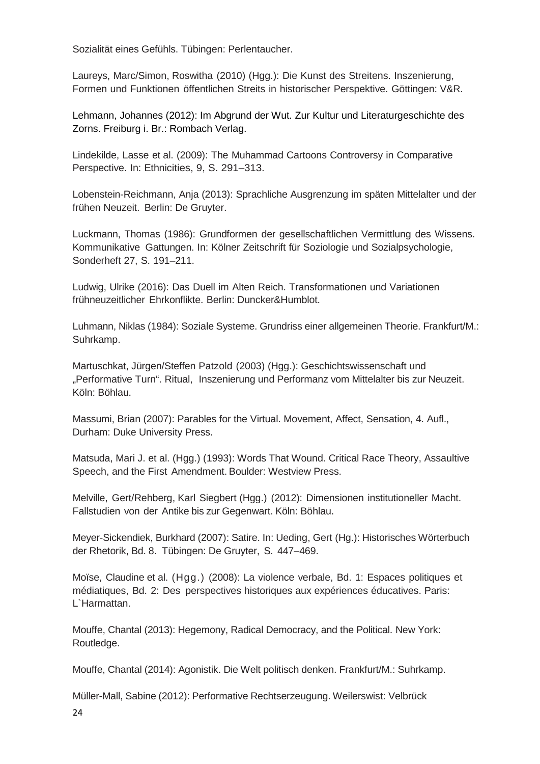Sozialität eines Gefühls. Tübingen: Perlentaucher.

Laureys, Marc/Simon, Roswitha (2010) (Hgg.): Die Kunst des Streitens. Inszenierung, Formen und Funktionen öffentlichen Streits in historischer Perspektive. Göttingen: V&R.

Lehmann, Johannes (2012): Im Abgrund der Wut. Zur Kultur und Literaturgeschichte des Zorns. Freiburg i. Br.: Rombach Verlag.

Lindekilde, Lasse et al. (2009): The Muhammad Cartoons Controversy in Comparative Perspective. In: Ethnicities, 9, S. 291–313.

Lobenstein-Reichmann, Anja (2013): Sprachliche Ausgrenzung im späten Mittelalter und der frühen Neuzeit. Berlin: De Gruyter.

Luckmann, Thomas (1986): Grundformen der gesellschaftlichen Vermittlung des Wissens. Kommunikative Gattungen. In: Kölner Zeitschrift für Soziologie und Sozialpsychologie, Sonderheft 27, S. 191–211.

Ludwig, Ulrike (2016): Das Duell im Alten Reich. Transformationen und Variationen frühneuzeitlicher Ehrkonflikte. Berlin: Duncker&Humblot.

Luhmann, Niklas (1984): Soziale Systeme. Grundriss einer allgemeinen Theorie. Frankfurt/M.: Suhrkamp.

Martuschkat, Jürgen/Steffen Patzold (2003) (Hgg.): Geschichtswissenschaft und „Performative Turn". Ritual, Inszenierung und Performanz vom Mittelalter bis zur Neuzeit. Köln: Böhlau.

Massumi, Brian (2007): Parables for the Virtual. Movement, Affect, Sensation, 4. Aufl., Durham: Duke University Press.

Matsuda, Mari J. et al. (Hgg.) (1993): Words That Wound. Critical Race Theory, Assaultive Speech, and the First Amendment. Boulder: Westview Press.

Melville, Gert/Rehberg, Karl Siegbert (Hgg.) (2012): Dimensionen institutioneller Macht. Fallstudien von der Antike bis zur Gegenwart. Köln: Böhlau.

Meyer-Sickendiek, Burkhard (2007): Satire. In: Ueding, Gert (Hg.): Historisches Wörterbuch der Rhetorik, Bd. 8. Tübingen: De Gruyter, S. 447–469.

Moïse, Claudine et al. (Hgg.) (2008): La violence verbale, Bd. 1: Espaces politiques et médiatiques, Bd. 2: Des perspectives historiques aux expériences éducatives. Paris: L`Harmattan.

Mouffe, Chantal (2013): Hegemony, Radical Democracy, and the Political. New York: Routledge.

Mouffe, Chantal (2014): Agonistik. Die Welt politisch denken. Frankfurt/M.: Suhrkamp.

Müller-Mall, Sabine (2012): Performative Rechtserzeugung. Weilerswist: Velbrück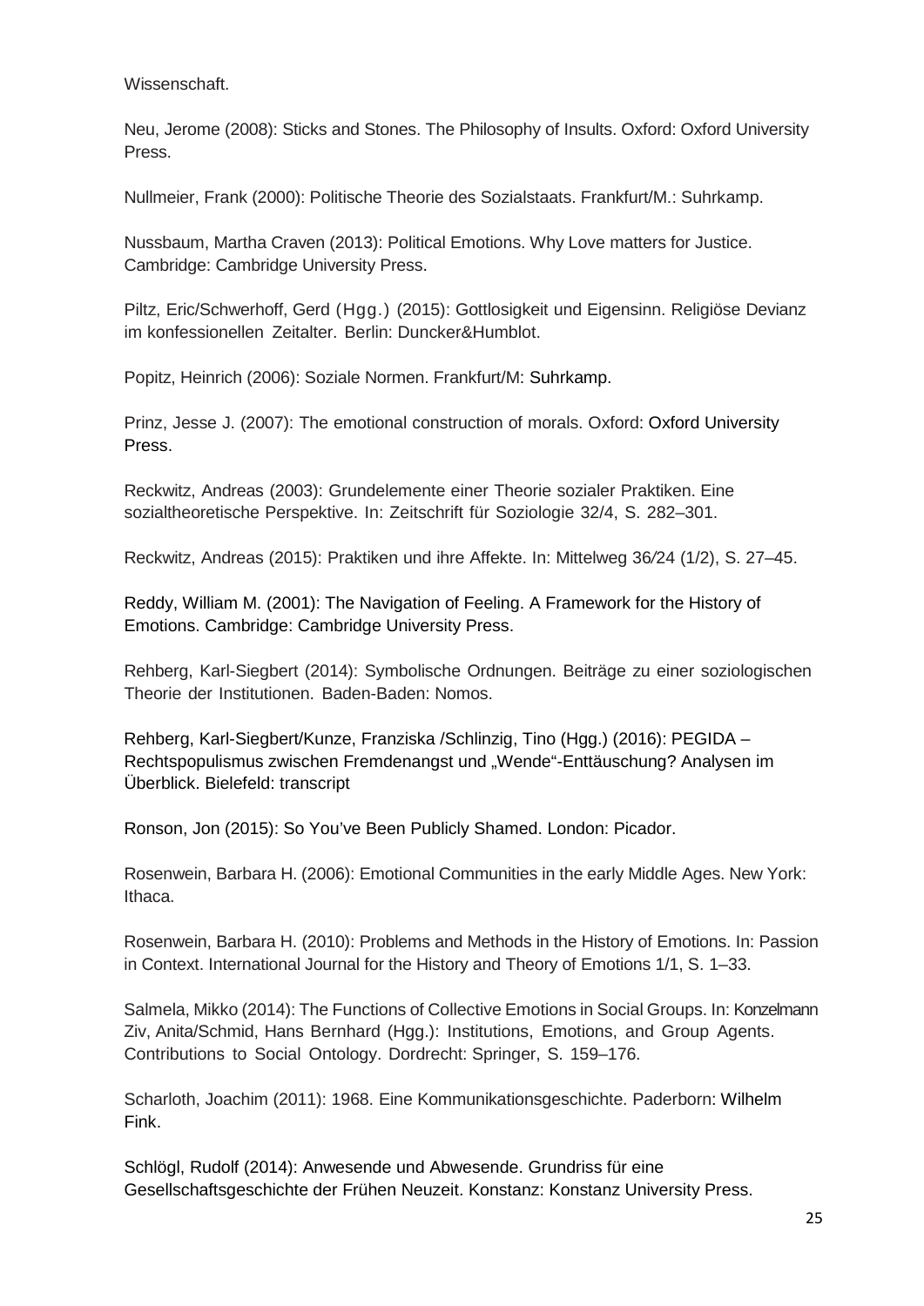Wissenschaft.

Neu, Jerome (2008): Sticks and Stones. The Philosophy of Insults. Oxford: Oxford University Press.

Nullmeier, Frank (2000): Politische Theorie des Sozialstaats. Frankfurt/M.: Suhrkamp.

Nussbaum, Martha Craven (2013): Political Emotions. Why Love matters for Justice. Cambridge: Cambridge University Press.

Piltz, Eric/Schwerhoff, Gerd (Hgg.) (2015): Gottlosigkeit und Eigensinn. Religiöse Devianz im konfessionellen Zeitalter. Berlin: Duncker&Humblot.

Popitz, Heinrich (2006): Soziale Normen. Frankfurt/M: Suhrkamp.

Prinz, Jesse J. (2007): The emotional construction of morals. Oxford: Oxford University Press.

Reckwitz, Andreas (2003): Grundelemente einer Theorie sozialer Praktiken. Eine sozialtheoretische Perspektive. In: Zeitschrift für Soziologie 32/4, S. 282–301.

Reckwitz, Andreas (2015): Praktiken und ihre Affekte. In: Mittelweg 36/24 (1/2), S. 27–45.

Reddy, William M. (2001): The Navigation of Feeling. A Framework for the History of Emotions. Cambridge: Cambridge University Press.

Rehberg, Karl-Siegbert (2014): Symbolische Ordnungen. Beiträge zu einer soziologischen Theorie der Institutionen. Baden-Baden: Nomos.

Rehberg, Karl-Siegbert/Kunze, Franziska /Schlinzig, Tino (Hgg.) (2016): PEGIDA – Rechtspopulismus zwischen Fremdenangst und „Wende"-Enttäuschung? Analysen im Überblick. Bielefeld: transcript

Ronson, Jon (2015): So You've Been Publicly Shamed. London: Picador.

Rosenwein, Barbara H. (2006): Emotional Communities in the early Middle Ages. New York: Ithaca.

Rosenwein, Barbara H. (2010): Problems and Methods in the History of Emotions. In: Passion in Context. International Journal for the History and Theory of Emotions 1/1, S. 1–33.

Salmela, Mikko (2014): The Functions of Collective Emotions in Social Groups. In: Konzelmann Ziv, Anita/Schmid, Hans Bernhard (Hgg.): Institutions, Emotions, and Group Agents. Contributions to Social Ontology. Dordrecht: Springer, S. 159–176.

Scharloth, Joachim (2011): 1968. Eine Kommunikationsgeschichte. Paderborn: Wilhelm Fink.

Schlögl, Rudolf (2014): Anwesende und Abwesende. Grundriss für eine Gesellschaftsgeschichte der Frühen Neuzeit. Konstanz: Konstanz University Press.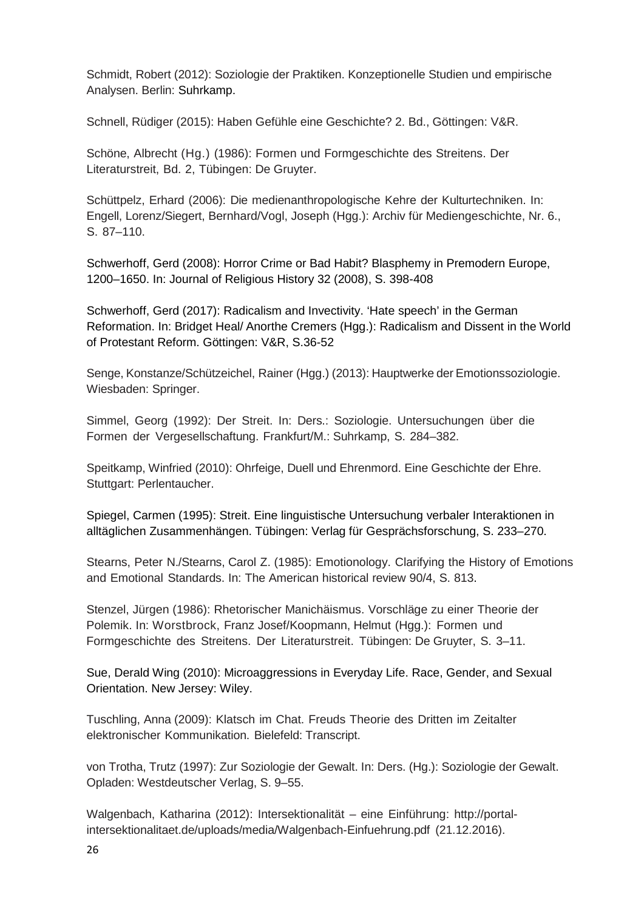Schmidt, Robert (2012): Soziologie der Praktiken. Konzeptionelle Studien und empirische Analysen. Berlin: Suhrkamp.

Schnell, Rüdiger (2015): Haben Gefühle eine Geschichte? 2. Bd., Göttingen: V&R.

Schöne, Albrecht (Hg.) (1986): Formen und Formgeschichte des Streitens. Der Literaturstreit, Bd. 2, Tübingen: De Gruyter.

Schüttpelz, Erhard (2006): Die medienanthropologische Kehre der Kulturtechniken. In: Engell, Lorenz/Siegert, Bernhard/Vogl, Joseph (Hgg.): Archiv für Mediengeschichte, Nr. 6., S. 87–110.

Schwerhoff, Gerd (2008): Horror Crime or Bad Habit? Blasphemy in Premodern Europe, 1200–1650. In: Journal of Religious History 32 (2008), S. 398-408

Schwerhoff, Gerd (2017): Radicalism and Invectivity. 'Hate speech' in the German Reformation. In: Bridget Heal/ Anorthe Cremers (Hgg.): Radicalism and Dissent in the World of Protestant Reform. Göttingen: V&R, S.36-52

Senge, Konstanze/Schützeichel, Rainer (Hgg.) (2013): Hauptwerke der Emotionssoziologie. Wiesbaden: Springer.

Simmel, Georg (1992): Der Streit. In: Ders.: Soziologie. Untersuchungen über die Formen der Vergesellschaftung. Frankfurt/M.: Suhrkamp, S. 284–382.

Speitkamp, Winfried (2010): Ohrfeige, Duell und Ehrenmord. Eine Geschichte der Ehre. Stuttgart: Perlentaucher.

Spiegel, Carmen (1995): Streit. Eine linguistische Untersuchung verbaler Interaktionen in alltäglichen Zusammenhängen. Tübingen: Verlag für Gesprächsforschung, S. 233–270.

Stearns, Peter N./Stearns, Carol Z. (1985): Emotionology. Clarifying the History of Emotions and Emotional Standards. In: The American historical review 90/4, S. 813.

Stenzel, Jürgen (1986): Rhetorischer Manichäismus. Vorschläge zu einer Theorie der Polemik. In: Worstbrock, Franz Josef/Koopmann, Helmut (Hgg.): Formen und Formgeschichte des Streitens. Der Literaturstreit. Tübingen: De Gruyter, S. 3–11.

Sue, Derald Wing (2010): Microaggressions in Everyday Life. Race, Gender, and Sexual Orientation. New Jersey: Wiley.

Tuschling, Anna (2009): Klatsch im Chat. Freuds Theorie des Dritten im Zeitalter elektronischer Kommunikation. Bielefeld: Transcript.

von Trotha, Trutz (1997): Zur Soziologie der Gewalt. In: Ders. (Hg.): Soziologie der Gewalt. Opladen: Westdeutscher Verlag, S. 9–55.

Walgenbach, Katharina (2012): Intersektionalität – eine Einführung: http://portal-intersektionalitaet.de/uploads/media/Walgenbach-Einfuehrung.pdf (21.12.2016).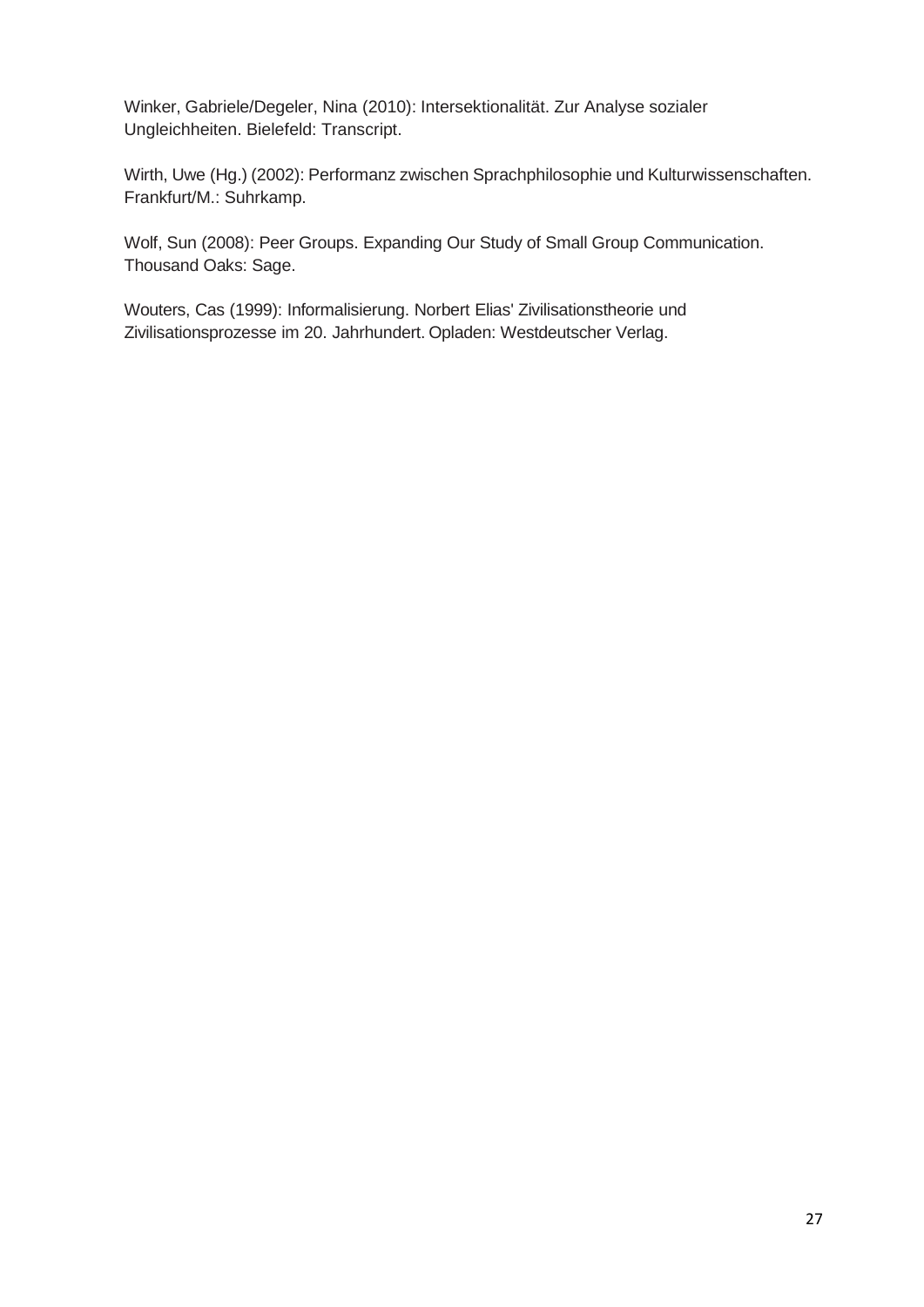Winker, Gabriele/Degeler, Nina (2010): Intersektionalität. Zur Analyse sozialer Ungleichheiten. Bielefeld: Transcript.

Wirth, Uwe (Hg.) (2002): Performanz zwischen Sprachphilosophie und Kulturwissenschaften. Frankfurt/M.: Suhrkamp.

Wolf, Sun (2008): Peer Groups. Expanding Our Study of Small Group Communication. Thousand Oaks: Sage.

Wouters, Cas (1999): Informalisierung. Norbert Elias' Zivilisationstheorie und Zivilisationsprozesse im 20. Jahrhundert. Opladen: Westdeutscher Verlag.